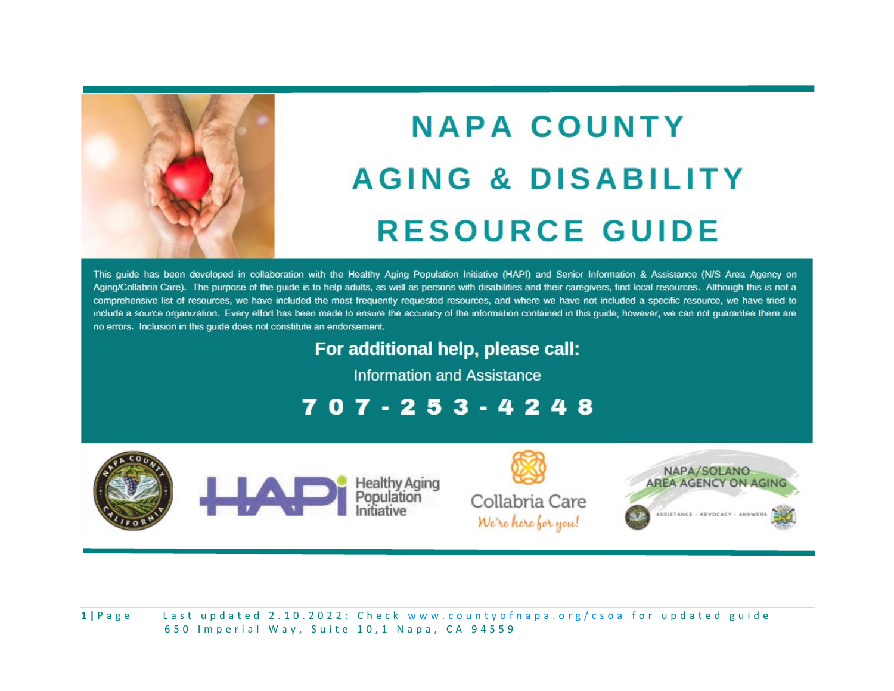# NAPA COUNTY AGING & DISABILITY RESOURCE GUIDE

This guide has been developed in collaboration with the Healthy Aging Population Initiative (HAPI) and Senior Information & Assistance (N/S Area Agency on Aging/Collabria Care). The purpose of the guide is to help adults, as well as persons with disabilities and their caregivers, find local resources. Although this is not a comprehensive list of resources, we have included the most frequently requested resources, and where we have not included a specific resource, we have tried to include a source organization. Every effort has been made to ensure the accuracy of the information contained in this guide; however, we can not guarantee there are no errors. Inclusion in this guide does not constitute an endorsement.

## For additional help, please call:

Information and Assistance

**707-253-4248**

Healthy Aging Population Initiative

Collabria Care
*We're here for you!*

NAPA/SOLANO AREA AGENCY ON AGING
ASSISTANCE - ADVOCACY - ANSWERS

Last updated 2.10.2022: Check www.countyofnapa.org/csoa for updated guide
650 Imperial Way, Suite 10,1 Napa, CA 94559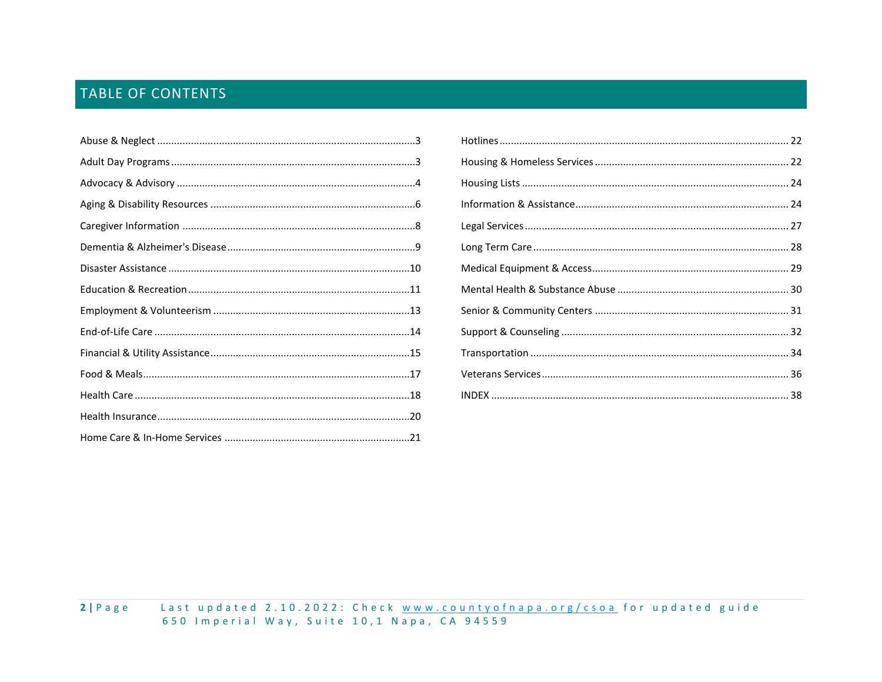# TABLE OF CONTENTS

Abuse & Neglect ....................................................................................3

Adult Day Programs ..............................................................................3

Advocacy & Advisory ............................................................................4

Aging & Disability Resources ................................................................6

Caregiver Information ...........................................................................8

Dementia & Alzheimer's Disease...........................................................9

Disaster Assistance ..............................................................................10

Education & Recreation.......................................................................11

Employment & Volunteerism ..............................................................13

End-of-Life Care ...................................................................................14

Financial & Utility Assistance...............................................................15

Food & Meals.......................................................................................17

Health Care ..........................................................................................18

Health Insurance..................................................................................20

Home Care & In-Home Services ..........................................................21

Hotlines ...............................................................................................22

Housing & Homeless Services .............................................................22

Housing Lists .......................................................................................24

Information & Assistance....................................................................24

Legal Services ......................................................................................27

Long Term Care ...................................................................................28

Medical Equipment & Access..............................................................29

Mental Health & Substance Abuse .....................................................30

Senior & Community Centers .............................................................31

Support & Counseling .........................................................................32

Transportation ....................................................................................34

Veterans Services................................................................................36

INDEX ..................................................................................................38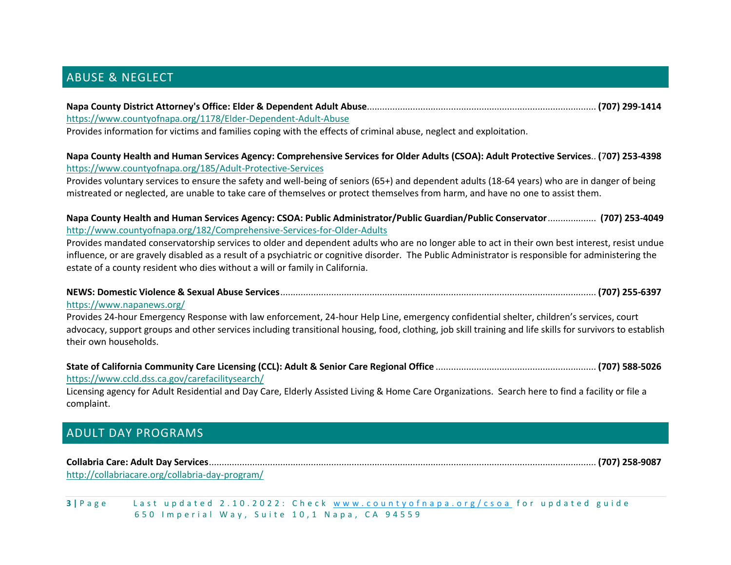## ABUSE & NEGLECT

**Napa County District Attorney's Office: Elder & Dependent Adult Abuse**........................................................................................... **(707) 299-1414**
https://www.countyofnapa.org/1178/Elder-Dependent-Adult-Abuse
Provides information for victims and families coping with the effects of criminal abuse, neglect and exploitation.

**Napa County Health and Human Services Agency: Comprehensive Services for Older Adults (CSOA): Adult Protective Services**.. **(707) 253-4398**
https://www.countyofnapa.org/185/Adult-Protective-Services
Provides voluntary services to ensure the safety and well-being of seniors (65+) and dependent adults (18-64 years) who are in danger of being mistreated or neglected, are unable to take care of themselves or protect themselves from harm, and have no one to assist them.

**Napa County Health and Human Services Agency: CSOA: Public Administrator/Public Guardian/Public Conservator**.................. **(707) 253-4049**
http://www.countyofnapa.org/182/Comprehensive-Services-for-Older-Adults
Provides mandated conservatorship services to older and dependent adults who are no longer able to act in their own best interest, resist undue influence, or are gravely disabled as a result of a psychiatric or cognitive disorder. The Public Administrator is responsible for administering the estate of a county resident who dies without a will or family in California.

**NEWS: Domestic Violence & Sexual Abuse Services**............................................................................................................................ **(707) 255-6397**
https://www.napanews.org/
Provides 24-hour Emergency Response with law enforcement, 24-hour Help Line, emergency confidential shelter, children's services, court advocacy, support groups and other services including transitional housing, food, clothing, job skill training and life skills for survivors to establish their own households.

**State of California Community Care Licensing (CCL): Adult & Senior Care Regional Office** ............................................................... **(707) 588-5026**
https://www.ccld.dss.ca.gov/carefacilitysearch/
Licensing agency for Adult Residential and Day Care, Elderly Assisted Living & Home Care Organizations. Search here to find a facility or file a complaint.

## ADULT DAY PROGRAMS

**Collabria Care: Adult Day Services**....................................................................................................................................................... **(707) 258-9087**
http://collabriacare.org/collabria-day-program/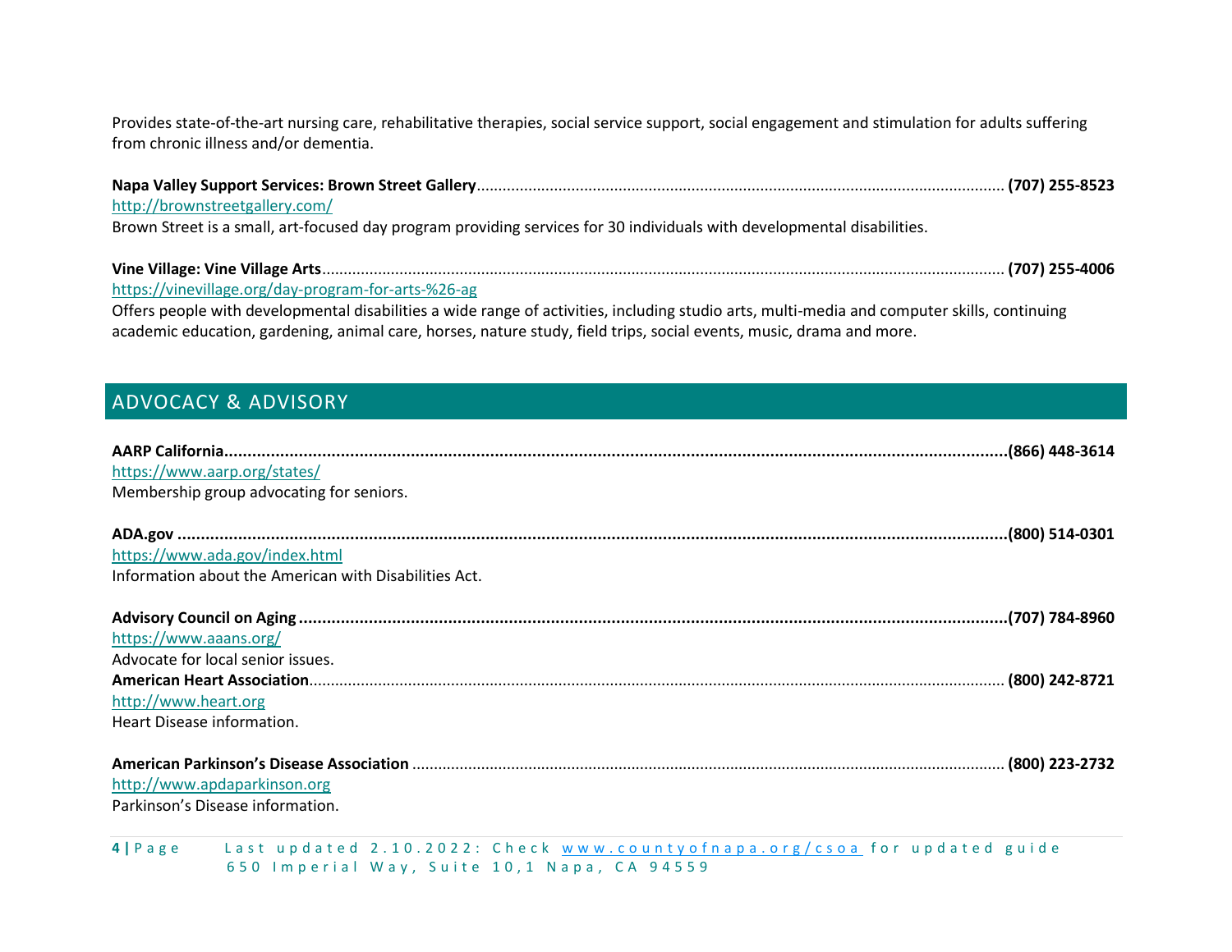Provides state-of-the-art nursing care, rehabilitative therapies, social service support, social engagement and stimulation for adults suffering from chronic illness and/or dementia.

**Napa Valley Support Services: Brown Street Gallery**........................................................................................................................ **(707) 255-8523**
http://brownstreetgallery.com/
Brown Street is a small, art-focused day program providing services for 30 individuals with developmental disabilities.

**Vine Village: Vine Village Arts**......................................................................................................................................................... **(707) 255-4006**
https://vinevillage.org/day-program-for-arts-%26-ag
Offers people with developmental disabilities a wide range of activities, including studio arts, multi-media and computer skills, continuing academic education, gardening, animal care, horses, nature study, field trips, social events, music, drama and more.

## ADVOCACY & ADVISORY

**AARP California........................................................................................................................................................................(866) 448-3614**
https://www.aarp.org/states/
Membership group advocating for seniors.

**ADA.gov .......................................................................................................................................................................................(800) 514-0301**
https://www.ada.gov/index.html
Information about the American with Disabilities Act.

**Advisory Council on Aging ........................................................................................................................................................(707) 784-8960**
https://www.aaans.org/
Advocate for local senior issues.

**American Heart Association**............................................................................................................................................. **(800) 242-8721**
http://www.heart.org
Heart Disease information.

**American Parkinson's Disease Association** ....................................................................................................................................... **(800) 223-2732**
http://www.apdaparkinson.org
Parkinson's Disease information.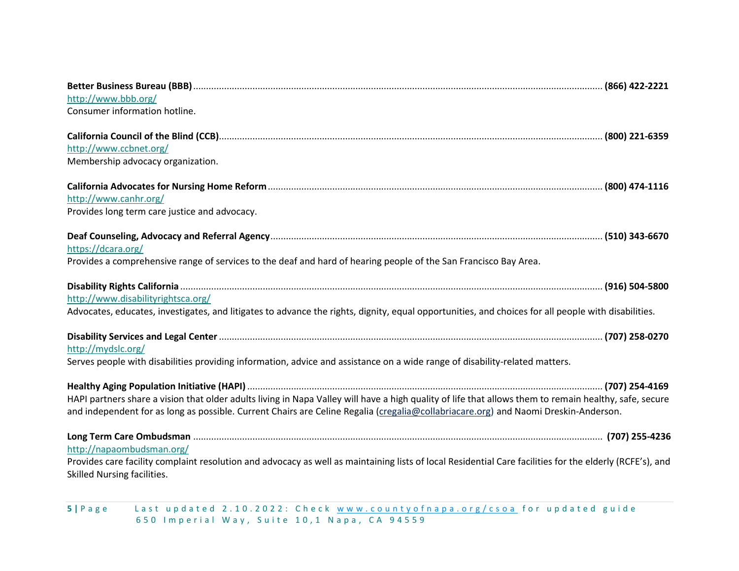**Better Business Bureau (BBB)**........................................ **(866) 422-2221**
http://www.bbb.org/
Consumer information hotline.

**California Council of the Blind (CCB)**........................................ **(800) 221-6359**
http://www.ccbnet.org/
Membership advocacy organization.

**California Advocates for Nursing Home Reform**........................................ **(800) 474-1116**
http://www.canhr.org/
Provides long term care justice and advocacy.

**Deaf Counseling, Advocacy and Referral Agency**........................................ **(510) 343-6670**
https://dcara.org/
Provides a comprehensive range of services to the deaf and hard of hearing people of the San Francisco Bay Area.

**Disability Rights California**........................................ **(916) 504-5800**
http://www.disabilityrightsca.org/
Advocates, educates, investigates, and litigates to advance the rights, dignity, equal opportunities, and choices for all people with disabilities.

**Disability Services and Legal Center**........................................ **(707) 258-0270**
http://mydslc.org/
Serves people with disabilities providing information, advice and assistance on a wide range of disability-related matters.

**Healthy Aging Population Initiative (HAPI)**........................................ **(707) 254-4169**
HAPI partners share a vision that older adults living in Napa Valley will have a high quality of life that allows them to remain healthy, safe, secure and independent for as long as possible. Current Chairs are Celine Regalia (cregalia@collabriacare.org) and Naomi Dreskin-Anderson.

**Long Term Care Ombudsman**........................................ **(707) 255-4236**
http://napaombudsman.org/
Provides care facility complaint resolution and advocacy as well as maintaining lists of local Residential Care facilities for the elderly (RCFE's), and Skilled Nursing facilities.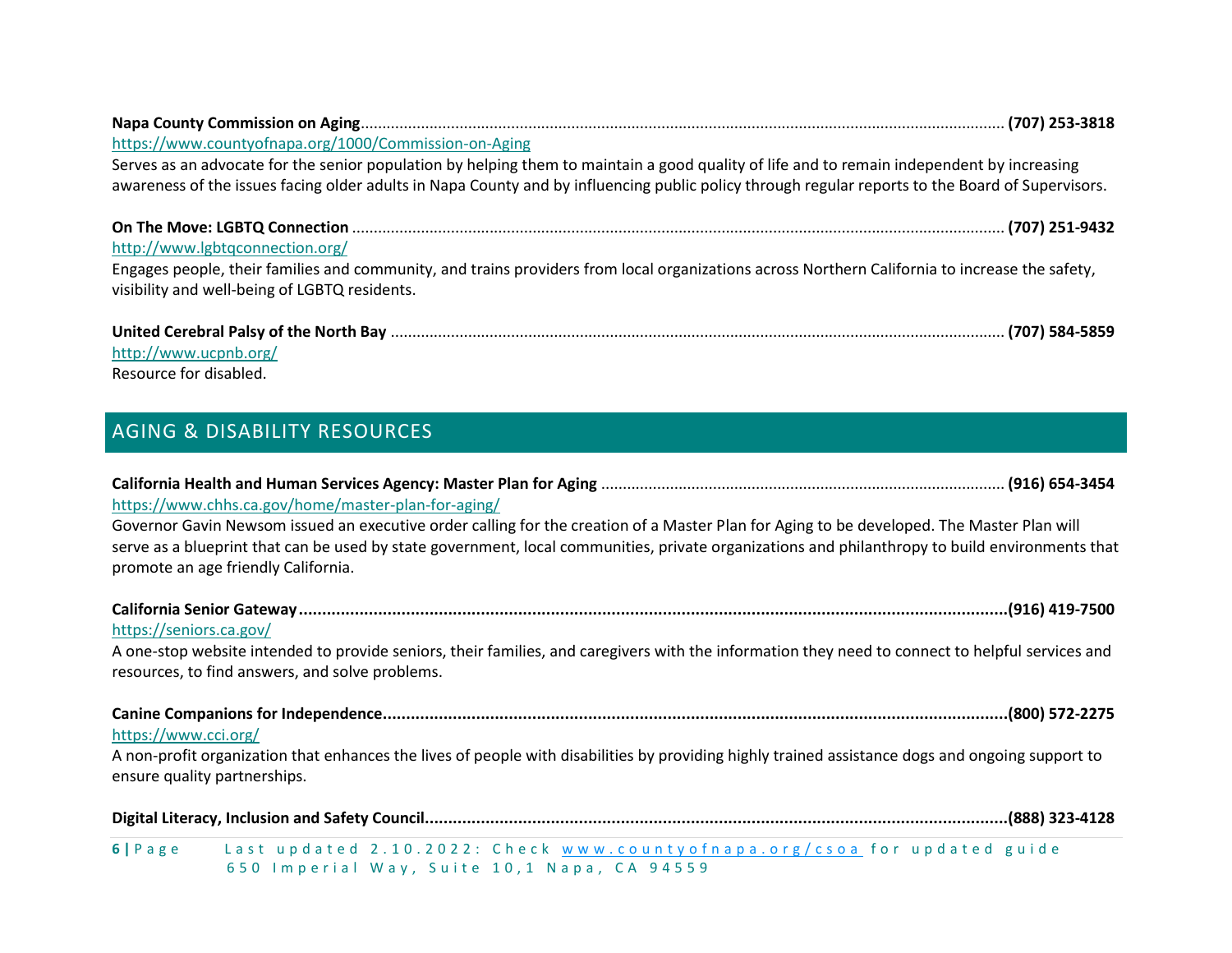**Napa County Commission on Aging** ........................................................................................ **(707) 253-3818**
https://www.countyofnapa.org/1000/Commission-on-Aging
Serves as an advocate for the senior population by helping them to maintain a good quality of life and to remain independent by increasing awareness of the issues facing older adults in Napa County and by influencing public policy through regular reports to the Board of Supervisors.

**On The Move: LGBTQ Connection** ........................................................................................ **(707) 251-9432**
http://www.lgbtqconnection.org/
Engages people, their families and community, and trains providers from local organizations across Northern California to increase the safety, visibility and well-being of LGBTQ residents.

**United Cerebral Palsy of the North Bay** ........................................................................................ **(707) 584-5859**
http://www.ucpnb.org/
Resource for disabled.

## AGING & DISABILITY RESOURCES

**California Health and Human Services Agency: Master Plan for Aging** ........................................ **(916) 654-3454**
https://www.chhs.ca.gov/home/master-plan-for-aging/
Governor Gavin Newsom issued an executive order calling for the creation of a Master Plan for Aging to be developed. The Master Plan will serve as a blueprint that can be used by state government, local communities, private organizations and philanthropy to build environments that promote an age friendly California.

**California Senior Gateway........................................................................................(916) 419-7500**
https://seniors.ca.gov/
A one-stop website intended to provide seniors, their families, and caregivers with the information they need to connect to helpful services and resources, to find answers, and solve problems.

**Canine Companions for Independence........................................................................................(800) 572-2275**
https://www.cci.org/
A non-profit organization that enhances the lives of people with disabilities by providing highly trained assistance dogs and ongoing support to ensure quality partnerships.

**Digital Literacy, Inclusion and Safety Council........................................................................................(888) 323-4128**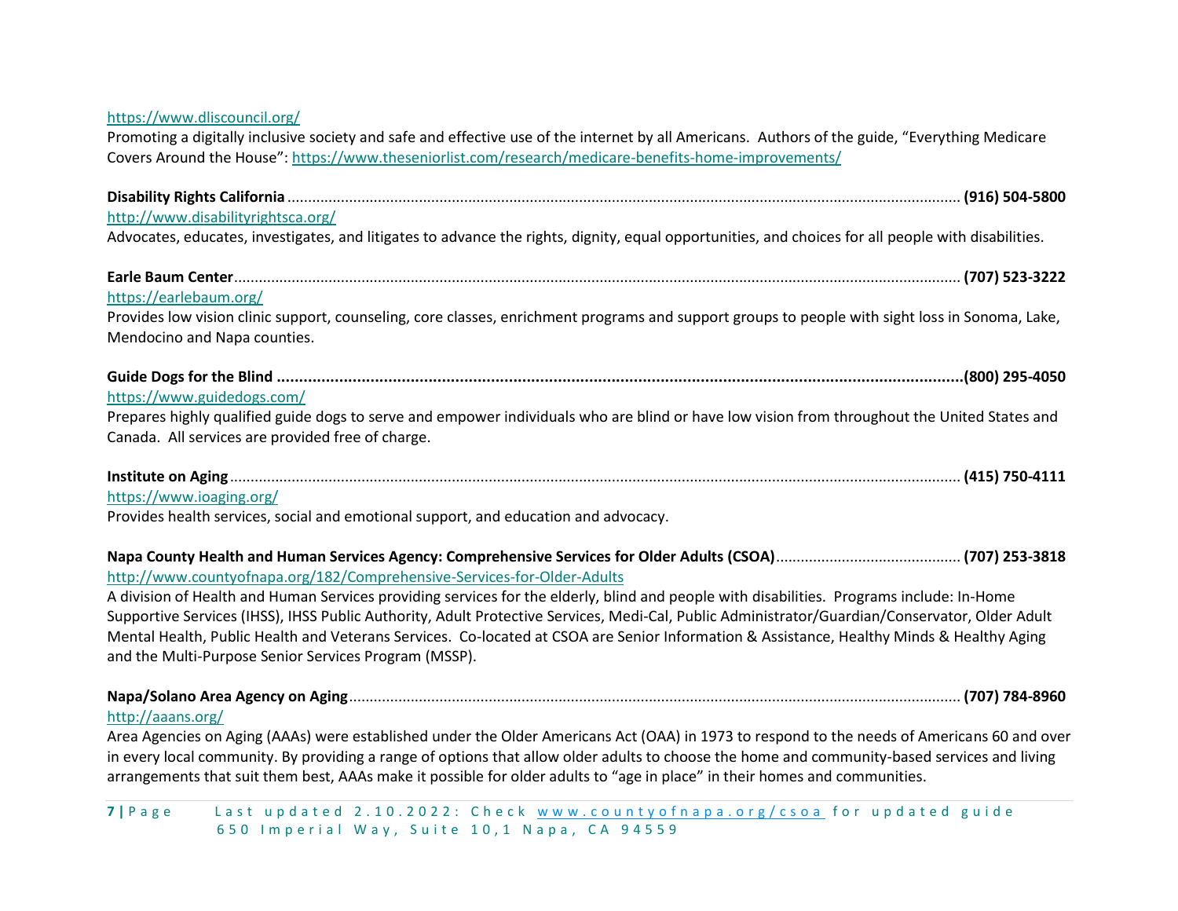https://www.dliscouncil.org/

Promoting a digitally inclusive society and safe and effective use of the internet by all Americans. Authors of the guide, "Everything Medicare Covers Around the House": https://www.theseniorlist.com/research/medicare-benefits-home-improvements/

**Disability Rights California** ........................................................ **(916) 504-5800**

http://www.disabilityrightsca.org/

Advocates, educates, investigates, and litigates to advance the rights, dignity, equal opportunities, and choices for all people with disabilities.

**Earle Baum Center** ........................................................ **(707) 523-3222**

https://earlebaum.org/

Provides low vision clinic support, counseling, core classes, enrichment programs and support groups to people with sight loss in Sonoma, Lake, Mendocino and Napa counties.

**Guide Dogs for the Blind** ........................................................ **(800) 295-4050**

https://www.guidedogs.com/

Prepares highly qualified guide dogs to serve and empower individuals who are blind or have low vision from throughout the United States and Canada. All services are provided free of charge.

**Institute on Aging** ........................................................ **(415) 750-4111**

https://www.ioaging.org/

Provides health services, social and emotional support, and education and advocacy.

**Napa County Health and Human Services Agency: Comprehensive Services for Older Adults (CSOA)** ........................ **(707) 253-3818**

http://www.countyofnapa.org/182/Comprehensive-Services-for-Older-Adults

A division of Health and Human Services providing services for the elderly, blind and people with disabilities. Programs include: In-Home Supportive Services (IHSS), IHSS Public Authority, Adult Protective Services, Medi-Cal, Public Administrator/Guardian/Conservator, Older Adult Mental Health, Public Health and Veterans Services. Co-located at CSOA are Senior Information & Assistance, Healthy Minds & Healthy Aging and the Multi-Purpose Senior Services Program (MSSP).

**Napa/Solano Area Agency on Aging** ........................................................ **(707) 784-8960**

http://aaans.org/

Area Agencies on Aging (AAAs) were established under the Older Americans Act (OAA) in 1973 to respond to the needs of Americans 60 and over in every local community. By providing a range of options that allow older adults to choose the home and community-based services and living arrangements that suit them best, AAAs make it possible for older adults to "age in place" in their homes and communities.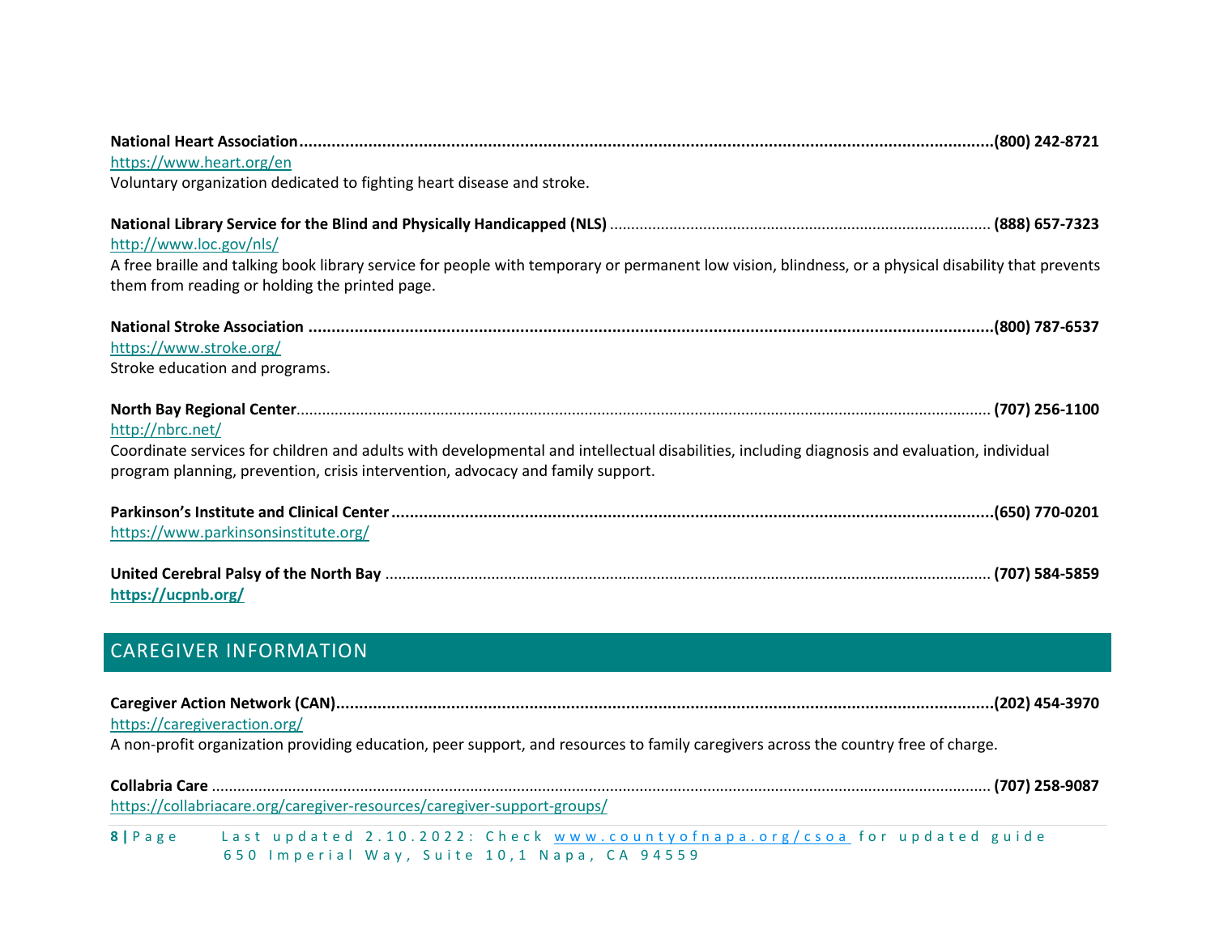**National Heart Association**......................................................................................................................................................**(800) 242-8721**
https://www.heart.org/en
Voluntary organization dedicated to fighting heart disease and stroke.

**National Library Service for the Blind and Physically Handicapped (NLS)** ........................................................................................ **(888) 657-7323**
http://www.loc.gov/nls/
A free braille and talking book library service for people with temporary or permanent low vision, blindness, or a physical disability that prevents them from reading or holding the printed page.

**National Stroke Association** ......................................................................................................................................................**(800) 787-6537**
https://www.stroke.org/
Stroke education and programs.

**North Bay Regional Center**...................................................................................................................................................... **(707) 256-1100**
http://nbrc.net/
Coordinate services for children and adults with developmental and intellectual disabilities, including diagnosis and evaluation, individual program planning, prevention, crisis intervention, advocacy and family support.

**Parkinson's Institute and Clinical Center**......................................................................................................................................................**(650) 770-0201**
https://www.parkinsonsinstitute.org/

**United Cerebral Palsy of the North Bay** ...................................................................................................................................................... **(707) 584-5859**
**https://ucpnb.org/**

## CAREGIVER INFORMATION

**Caregiver Action Network (CAN)**......................................................................................................................................................**(202) 454-3970**
https://caregiveraction.org/
A non-profit organization providing education, peer support, and resources to family caregivers across the country free of charge.

**Collabria Care** ...................................................................................................................................................... **(707) 258-9087**
https://collabriacare.org/caregiver-resources/caregiver-support-groups/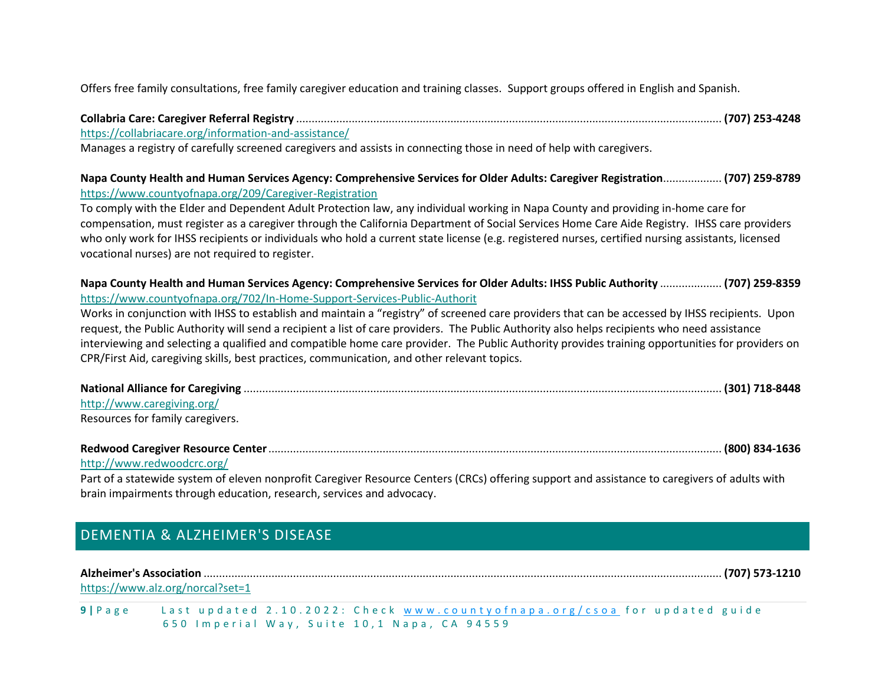Offers free family consultations, free family caregiver education and training classes. Support groups offered in English and Spanish.

**Collabria Care: Caregiver Referral Registry** ........................................ **(707) 253-4248**
https://collabriacare.org/information-and-assistance/
Manages a registry of carefully screened caregivers and assists in connecting those in need of help with caregivers.

**Napa County Health and Human Services Agency: Comprehensive Services for Older Adults: Caregiver Registration**.................. **(707) 259-8789**
https://www.countyofnapa.org/209/Caregiver-Registration
To comply with the Elder and Dependent Adult Protection law, any individual working in Napa County and providing in-home care for compensation, must register as a caregiver through the California Department of Social Services Home Care Aide Registry. IHSS care providers who only work for IHSS recipients or individuals who hold a current state license (e.g. registered nurses, certified nursing assistants, licensed vocational nurses) are not required to register.

**Napa County Health and Human Services Agency: Comprehensive Services for Older Adults: IHSS Public Authority** .................... **(707) 259-8359**
https://www.countyofnapa.org/702/In-Home-Support-Services-Public-Authorit
Works in conjunction with IHSS to establish and maintain a "registry" of screened care providers that can be accessed by IHSS recipients. Upon request, the Public Authority will send a recipient a list of care providers. The Public Authority also helps recipients who need assistance interviewing and selecting a qualified and compatible home care provider. The Public Authority provides training opportunities for providers on CPR/First Aid, caregiving skills, best practices, communication, and other relevant topics.

**National Alliance for Caregiving** ........................................ **(301) 718-8448**
http://www.caregiving.org/
Resources for family caregivers.

**Redwood Caregiver Resource Center** ........................................ **(800) 834-1636**
http://www.redwoodcrc.org/
Part of a statewide system of eleven nonprofit Caregiver Resource Centers (CRCs) offering support and assistance to caregivers of adults with brain impairments through education, research, services and advocacy.

## DEMENTIA & ALZHEIMER'S DISEASE

**Alzheimer's Association** ........................................ **(707) 573-1210**
https://www.alz.org/norcal?set=1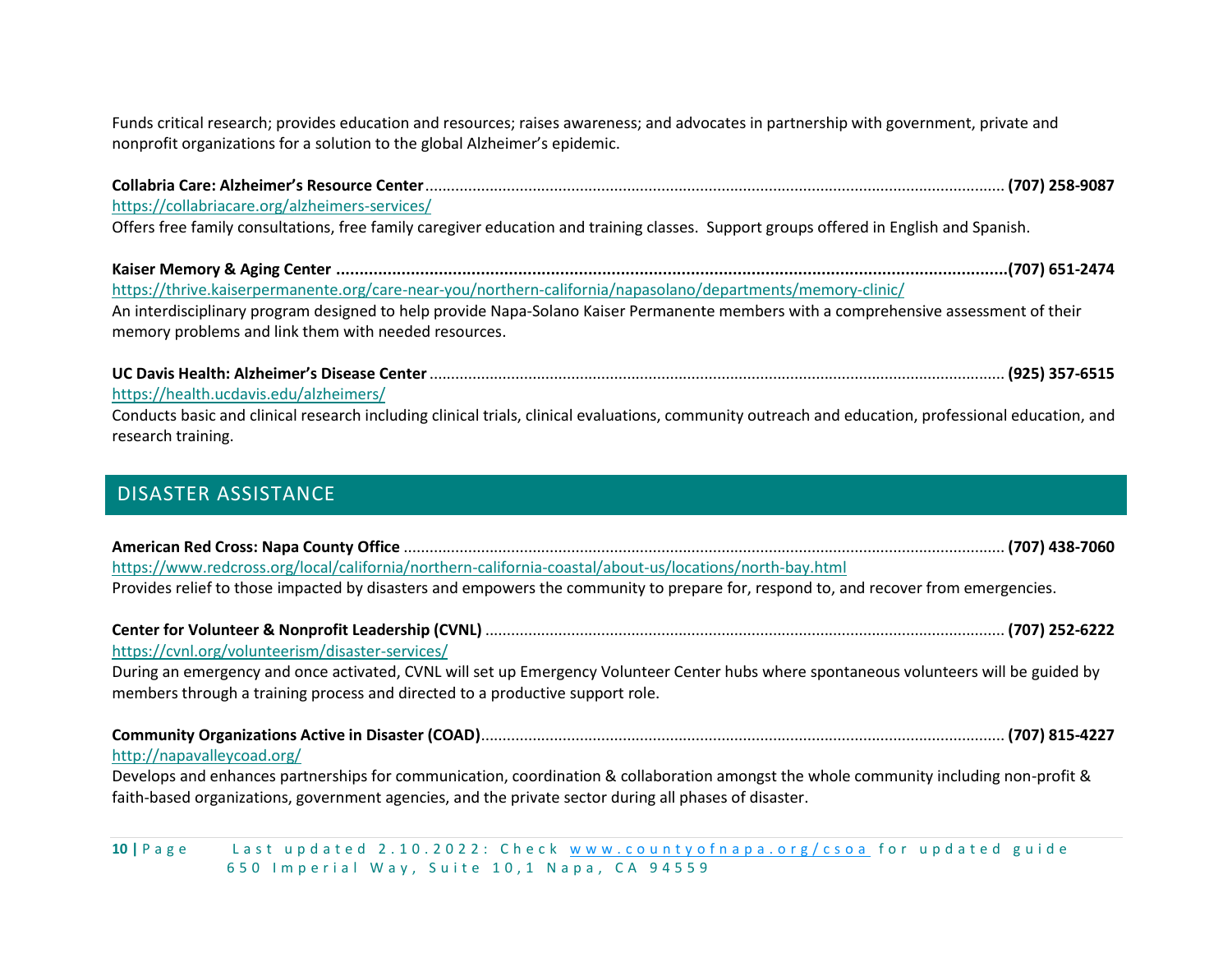Funds critical research; provides education and resources; raises awareness; and advocates in partnership with government, private and nonprofit organizations for a solution to the global Alzheimer's epidemic.

**Collabria Care: Alzheimer's Resource Center** ........ **(707) 258-9087**
https://collabriacare.org/alzheimers-services/
Offers free family consultations, free family caregiver education and training classes. Support groups offered in English and Spanish.

**Kaiser Memory & Aging Center** ........ **(707) 651-2474**
https://thrive.kaiserpermanente.org/care-near-you/northern-california/napasolano/departments/memory-clinic/
An interdisciplinary program designed to help provide Napa-Solano Kaiser Permanente members with a comprehensive assessment of their memory problems and link them with needed resources.

**UC Davis Health: Alzheimer's Disease Center** ........ **(925) 357-6515**
https://health.ucdavis.edu/alzheimers/
Conducts basic and clinical research including clinical trials, clinical evaluations, community outreach and education, professional education, and research training.

## DISASTER ASSISTANCE

**American Red Cross: Napa County Office** ........ **(707) 438-7060**
https://www.redcross.org/local/california/northern-california-coastal/about-us/locations/north-bay.html
Provides relief to those impacted by disasters and empowers the community to prepare for, respond to, and recover from emergencies.

**Center for Volunteer & Nonprofit Leadership (CVNL)** ........ **(707) 252-6222**
https://cvnl.org/volunteerism/disaster-services/
During an emergency and once activated, CVNL will set up Emergency Volunteer Center hubs where spontaneous volunteers will be guided by members through a training process and directed to a productive support role.

**Community Organizations Active in Disaster (COAD)** ........ **(707) 815-4227**
http://napavalleycoad.org/
Develops and enhances partnerships for communication, coordination & collaboration amongst the whole community including non-profit & faith-based organizations, government agencies, and the private sector during all phases of disaster.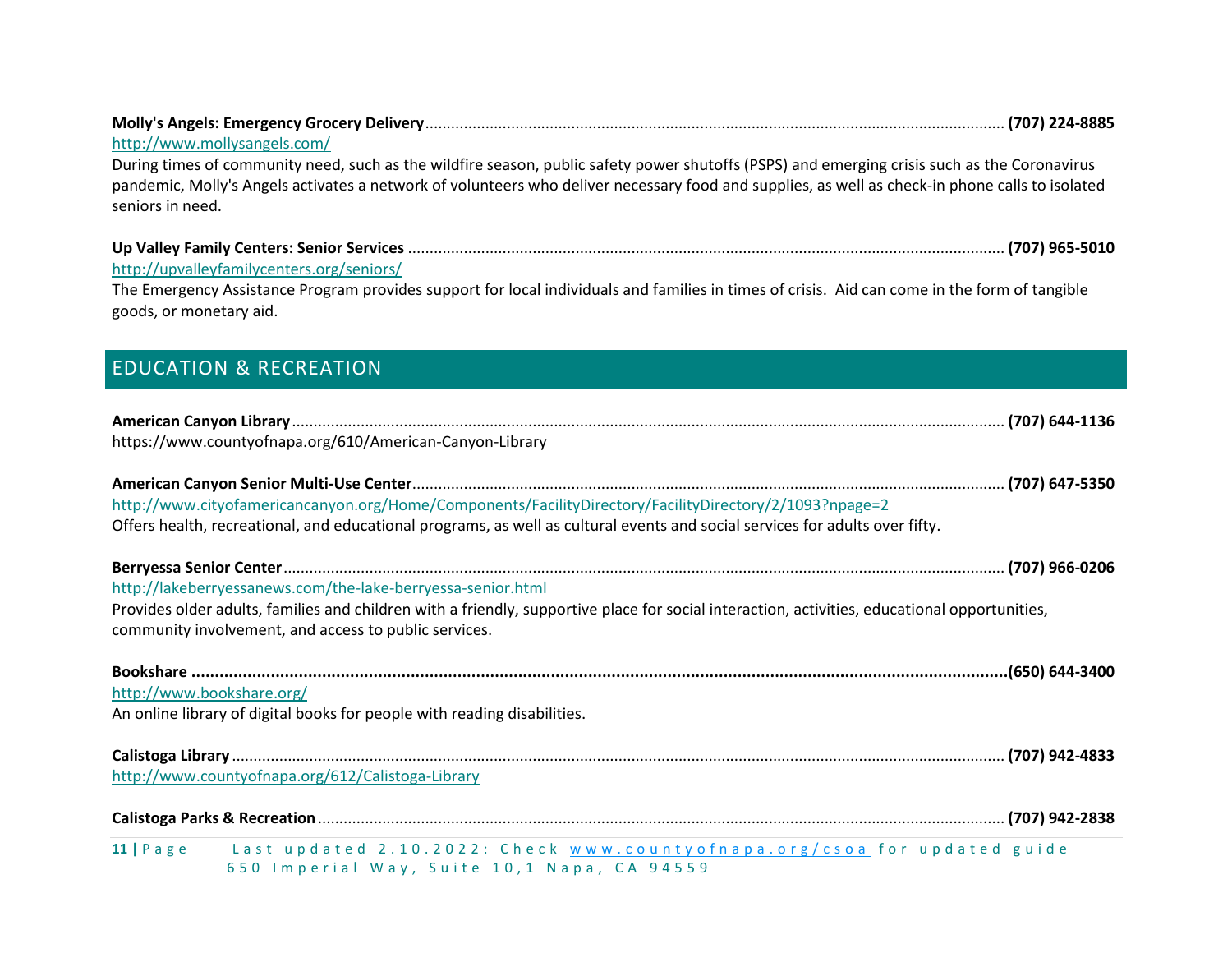**Molly's Angels: Emergency Grocery Delivery** ... **(707) 224-8885**
http://www.mollysangels.com/
During times of community need, such as the wildfire season, public safety power shutoffs (PSPS) and emerging crisis such as the Coronavirus pandemic, Molly's Angels activates a network of volunteers who deliver necessary food and supplies, as well as check-in phone calls to isolated seniors in need.

**Up Valley Family Centers: Senior Services** ... **(707) 965-5010**
http://upvalleyfamilycenters.org/seniors/
The Emergency Assistance Program provides support for local individuals and families in times of crisis. Aid can come in the form of tangible goods, or monetary aid.

## EDUCATION & RECREATION

**American Canyon Library** ... **(707) 644-1136**
https://www.countyofnapa.org/610/American-Canyon-Library

**American Canyon Senior Multi-Use Center** ... **(707) 647-5350**
http://www.cityofamericancanyon.org/Home/Components/FacilityDirectory/FacilityDirectory/2/1093?npage=2
Offers health, recreational, and educational programs, as well as cultural events and social services for adults over fifty.

**Berryessa Senior Center** ... **(707) 966-0206**
http://lakeberryessanews.com/the-lake-berryessa-senior.html
Provides older adults, families and children with a friendly, supportive place for social interaction, activities, educational opportunities, community involvement, and access to public services.

**Bookshare** ... **(650) 644-3400**
http://www.bookshare.org/
An online library of digital books for people with reading disabilities.

**Calistoga Library** ... **(707) 942-4833**
http://www.countyofnapa.org/612/Calistoga-Library

**Calistoga Parks & Recreation** ... **(707) 942-2838**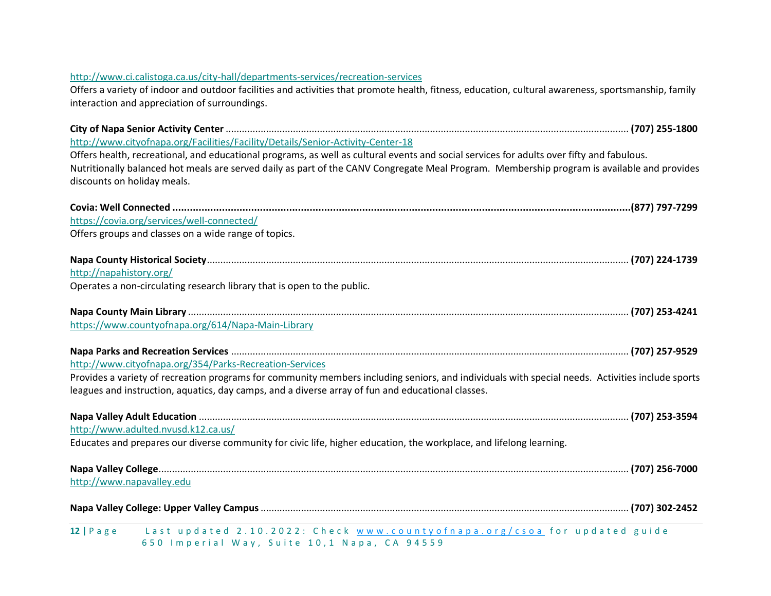http://www.ci.calistoga.ca.us/city-hall/departments-services/recreation-services
Offers a variety of indoor and outdoor facilities and activities that promote health, fitness, education, cultural awareness, sportsmanship, family interaction and appreciation of surroundings.

**City of Napa Senior Activity Center** .................................................. **(707) 255-1800**
http://www.cityofnapa.org/Facilities/Facility/Details/Senior-Activity-Center-18
Offers health, recreational, and educational programs, as well as cultural events and social services for adults over fifty and fabulous. Nutritionally balanced hot meals are served daily as part of the CANV Congregate Meal Program. Membership program is available and provides discounts on holiday meals.

**Covia: Well Connected** ..................................................**(877) 797-7299**
https://covia.org/services/well-connected/
Offers groups and classes on a wide range of topics.

**Napa County Historical Society**.................................................. **(707) 224-1739**
http://napahistory.org/
Operates a non-circulating research library that is open to the public.

**Napa County Main Library** .................................................. **(707) 253-4241**
https://www.countyofnapa.org/614/Napa-Main-Library

**Napa Parks and Recreation Services** .................................................. **(707) 257-9529**
http://www.cityofnapa.org/354/Parks-Recreation-Services
Provides a variety of recreation programs for community members including seniors, and individuals with special needs. Activities include sports leagues and instruction, aquatics, day camps, and a diverse array of fun and educational classes.

**Napa Valley Adult Education** .................................................. **(707) 253-3594**
http://www.adulted.nvusd.k12.ca.us/
Educates and prepares our diverse community for civic life, higher education, the workplace, and lifelong learning.

**Napa Valley College**.................................................. **(707) 256-7000**
http://www.napavalley.edu

**Napa Valley College: Upper Valley Campus** .................................................. **(707) 302-2452**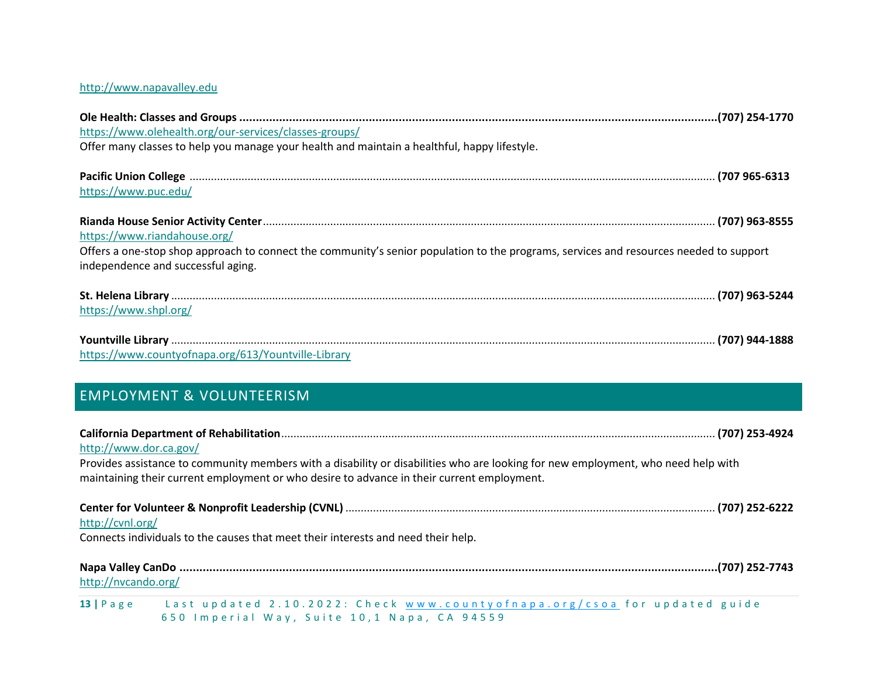http://www.napavalley.edu

**Ole Health: Classes and Groups** ....................................................................................................................................................(707) 254-1770
https://www.olehealth.org/our-services/classes-groups/
Offer many classes to help you manage your health and maintain a healthful, happy lifestyle.

**Pacific Union College** ....................................................................................................................................................... (707 965-6313
https://www.puc.edu/

**Rianda House Senior Activity Center**................................................................................................................................... (707) 963-8555
https://www.riandahouse.org/
Offers a one-stop shop approach to connect the community's senior population to the programs, services and resources needed to support independence and successful aging.

**St. Helena Library** ............................................................................................................................................................. (707) 963-5244
https://www.shpl.org/

**Yountville Library** ............................................................................................................................................................. (707) 944-1888
https://www.countyofnapa.org/613/Yountville-Library

## EMPLOYMENT & VOLUNTEERISM

**California Department of Rehabilitation**........................................................................................................................... (707) 253-4924
http://www.dor.ca.gov/
Provides assistance to community members with a disability or disabilities who are looking for new employment, who need help with maintaining their current employment or who desire to advance in their current employment.

**Center for Volunteer & Nonprofit Leadership (CVNL)** ..................................................................................................... (707) 252-6222
http://cvnl.org/
Connects individuals to the causes that meet their interests and need their help.

**Napa Valley CanDo** .........................................................................................................................................................(707) 252-7743
http://nvcando.org/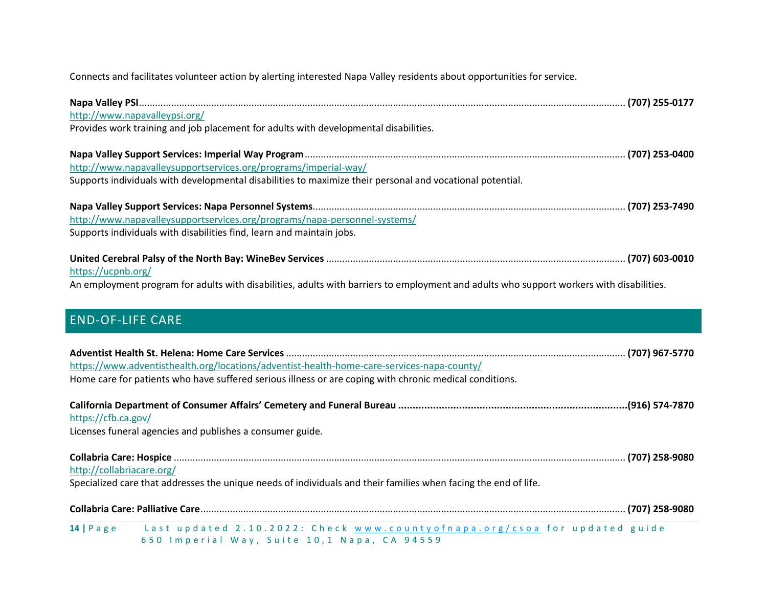Connects and facilitates volunteer action by alerting interested Napa Valley residents about opportunities for service.

**Napa Valley PSI**........................................................................ **(707) 255-0177**
http://www.napavalleypsi.org/
Provides work training and job placement for adults with developmental disabilities.

**Napa Valley Support Services: Imperial Way Program**........................................................................ **(707) 253-0400**
http://www.napavalleysupportservices.org/programs/imperial-way/
Supports individuals with developmental disabilities to maximize their personal and vocational potential.

**Napa Valley Support Services: Napa Personnel Systems**........................................................................ **(707) 253-7490**
http://www.napavalleysupportservices.org/programs/napa-personnel-systems/
Supports individuals with disabilities find, learn and maintain jobs.

**United Cerebral Palsy of the North Bay: WineBev Services** ........................................................................ **(707) 603-0010**
https://ucpnb.org/
An employment program for adults with disabilities, adults with barriers to employment and adults who support workers with disabilities.

## END-OF-LIFE CARE

**Adventist Health St. Helena: Home Care Services** ........................................................................ **(707) 967-5770**
https://www.adventisthealth.org/locations/adventist-health-home-care-services-napa-county/
Home care for patients who have suffered serious illness or are coping with chronic medical conditions.

**California Department of Consumer Affairs' Cemetery and Funeral Bureau ........................................................................(916) 574-7870**
https://cfb.ca.gov/
Licenses funeral agencies and publishes a consumer guide.

**Collabria Care: Hospice** ........................................................................ **(707) 258-9080**
http://collabriacare.org/
Specialized care that addresses the unique needs of individuals and their families when facing the end of life.

**Collabria Care: Palliative Care**........................................................................ **(707) 258-9080**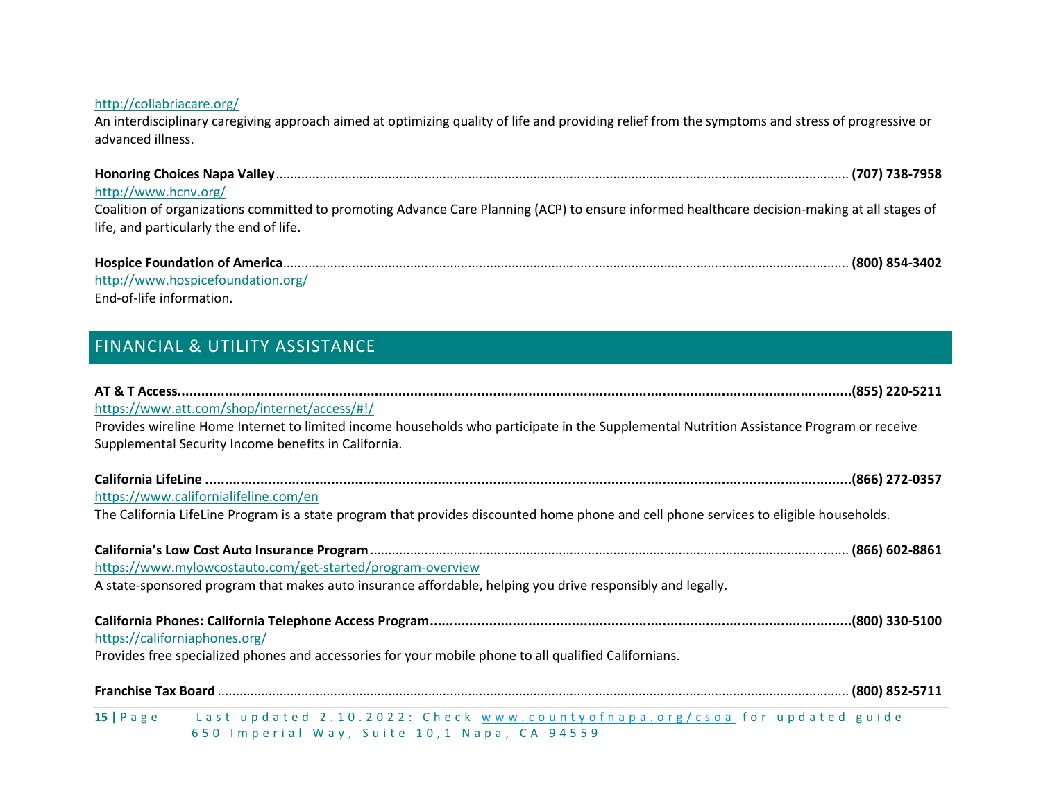http://collabriacare.org/
An interdisciplinary caregiving approach aimed at optimizing quality of life and providing relief from the symptoms and stress of progressive or advanced illness.

**Honoring Choices Napa Valley**........................................ **(707) 738-7958**
http://www.hcnv.org/
Coalition of organizations committed to promoting Advance Care Planning (ACP) to ensure informed healthcare decision-making at all stages of life, and particularly the end of life.

**Hospice Foundation of America**........................................ **(800) 854-3402**
http://www.hospicefoundation.org/
End-of-life information.

## FINANCIAL & UTILITY ASSISTANCE

**AT & T Access........................................(855) 220-5211**
https://www.att.com/shop/internet/access/#!/
Provides wireline Home Internet to limited income households who participate in the Supplemental Nutrition Assistance Program or receive Supplemental Security Income benefits in California.

**California LifeLine ........................................(866) 272-0357**
https://www.californialifeline.com/en
The California LifeLine Program is a state program that provides discounted home phone and cell phone services to eligible households.

**California's Low Cost Auto Insurance Program**........................................ **(866) 602-8861**
https://www.mylowcostauto.com/get-started/program-overview
A state-sponsored program that makes auto insurance affordable, helping you drive responsibly and legally.

**California Phones: California Telephone Access Program........................................(800) 330-5100**
https://californiaphones.org/
Provides free specialized phones and accessories for your mobile phone to all qualified Californians.

**Franchise Tax Board**........................................ **(800) 852-5711**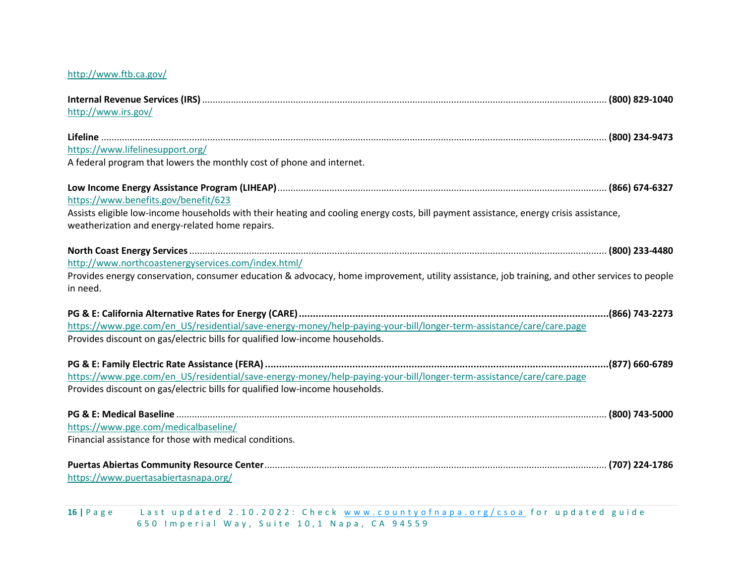http://www.ftb.ca.gov/

**Internal Revenue Services (IRS)** ........................................ **(800) 829-1040**
http://www.irs.gov/

**Lifeline** ........................................ **(800) 234-9473**
https://www.lifelinesupport.org/
A federal program that lowers the monthly cost of phone and internet.

**Low Income Energy Assistance Program (LIHEAP)** ........................................ **(866) 674-6327**
https://www.benefits.gov/benefit/623
Assists eligible low-income households with their heating and cooling energy costs, bill payment assistance, energy crisis assistance, weatherization and energy-related home repairs.

**North Coast Energy Services** ........................................ **(800) 233-4480**
http://www.northcoastenergyservices.com/index.html/
Provides energy conservation, consumer education & advocacy, home improvement, utility assistance, job training, and other services to people in need.

**PG & E: California Alternative Rates for Energy (CARE)** ........................................ **(866) 743-2273**
https://www.pge.com/en_US/residential/save-energy-money/help-paying-your-bill/longer-term-assistance/care/care.page
Provides discount on gas/electric bills for qualified low-income households.

**PG & E: Family Electric Rate Assistance (FERA)** ........................................ **(877) 660-6789**
https://www.pge.com/en_US/residential/save-energy-money/help-paying-your-bill/longer-term-assistance/care/care.page
Provides discount on gas/electric bills for qualified low-income households.

**PG & E: Medical Baseline** ........................................ **(800) 743-5000**
https://www.pge.com/medicalbaseline/
Financial assistance for those with medical conditions.

**Puertas Abiertas Community Resource Center** ........................................ **(707) 224-1786**
https://www.puertasabiertasnapa.org/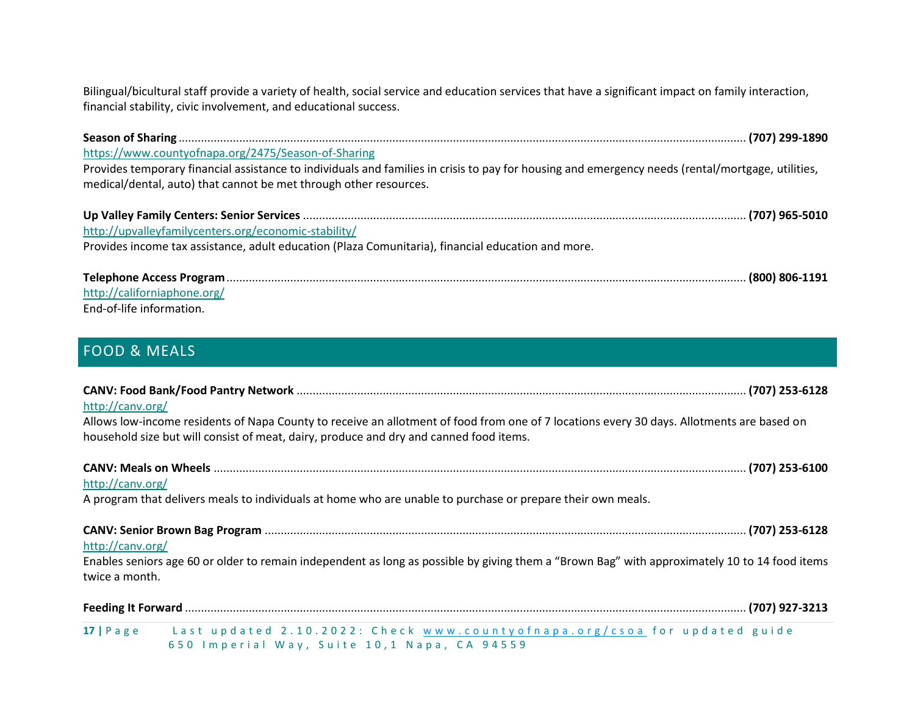Bilingual/bicultural staff provide a variety of health, social service and education services that have a significant impact on family interaction, financial stability, civic involvement, and educational success.

**Season of Sharing** ........................................ **(707) 299-1890**
https://www.countyofnapa.org/2475/Season-of-Sharing
Provides temporary financial assistance to individuals and families in crisis to pay for housing and emergency needs (rental/mortgage, utilities, medical/dental, auto) that cannot be met through other resources.

**Up Valley Family Centers: Senior Services** ........................................ **(707) 965-5010**
http://upvalleyfamilycenters.org/economic-stability/
Provides income tax assistance, adult education (Plaza Comunitaria), financial education and more.

**Telephone Access Program** ........................................ **(800) 806-1191**
http://californiaphone.org/
End-of-life information.

## FOOD & MEALS

**CANV: Food Bank/Food Pantry Network** ........................................ **(707) 253-6128**
http://canv.org/
Allows low-income residents of Napa County to receive an allotment of food from one of 7 locations every 30 days. Allotments are based on household size but will consist of meat, dairy, produce and dry and canned food items.

**CANV: Meals on Wheels** ........................................ **(707) 253-6100**
http://canv.org/
A program that delivers meals to individuals at home who are unable to purchase or prepare their own meals.

**CANV: Senior Brown Bag Program** ........................................ **(707) 253-6128**
http://canv.org/
Enables seniors age 60 or older to remain independent as long as possible by giving them a "Brown Bag" with approximately 10 to 14 food items twice a month.

**Feeding It Forward** ........................................ **(707) 927-3213**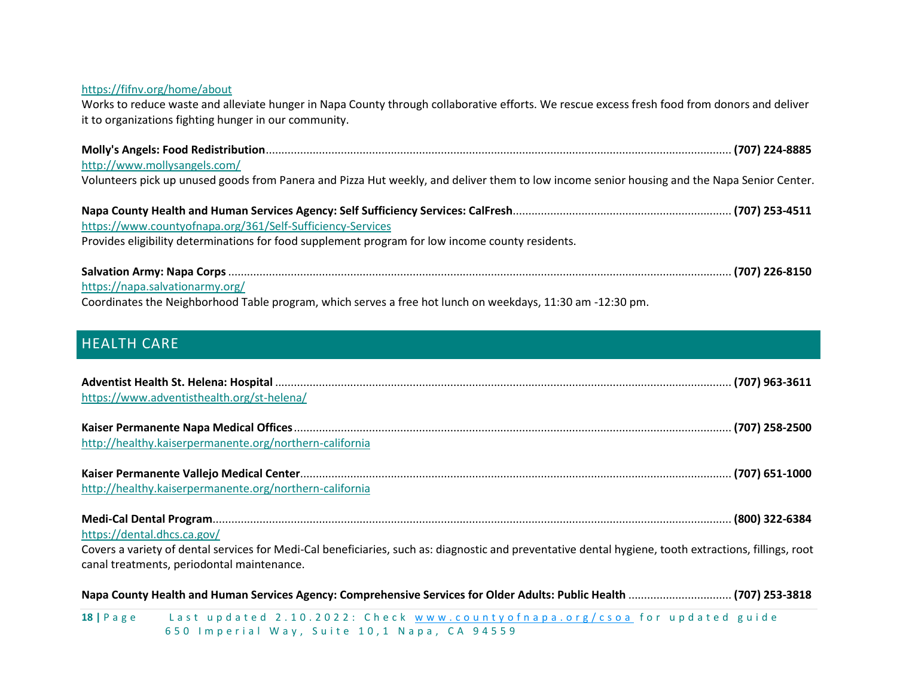https://fifnv.org/home/about

Works to reduce waste and alleviate hunger in Napa County through collaborative efforts. We rescue excess fresh food from donors and deliver it to organizations fighting hunger in our community.

**Molly's Angels: Food Redistribution**........................................................................................................................................... **(707) 224-8885**

http://www.mollysangels.com/

Volunteers pick up unused goods from Panera and Pizza Hut weekly, and deliver them to low income senior housing and the Napa Senior Center.

**Napa County Health and Human Services Agency: Self Sufficiency Services: CalFresh**..................................................................... **(707) 253-4511**

https://www.countyofnapa.org/361/Self-Sufficiency-Services

Provides eligibility determinations for food supplement program for low income county residents.

**Salvation Army: Napa Corps** ............................................................................................................................................... **(707) 226-8150**

https://napa.salvationarmy.org/

Coordinates the Neighborhood Table program, which serves a free hot lunch on weekdays, 11:30 am -12:30 pm.

## HEALTH CARE

**Adventist Health St. Helena: Hospital** .................................................................................................................................. **(707) 963-3611**

https://www.adventisthealth.org/st-helena/

**Kaiser Permanente Napa Medical Offices**.............................................................................................................................. **(707) 258-2500**

http://healthy.kaiserpermanente.org/northern-california

**Kaiser Permanente Vallejo Medical Center**........................................................................................................................... **(707) 651-1000**

http://healthy.kaiserpermanente.org/northern-california

**Medi-Cal Dental Program**...................................................................................................................................................... **(800) 322-6384**

https://dental.dhcs.ca.gov/

Covers a variety of dental services for Medi-Cal beneficiaries, such as: diagnostic and preventative dental hygiene, tooth extractions, fillings, root canal treatments, periodontal maintenance.

**Napa County Health and Human Services Agency: Comprehensive Services for Older Adults: Public Health** ................................ **(707) 253-3818**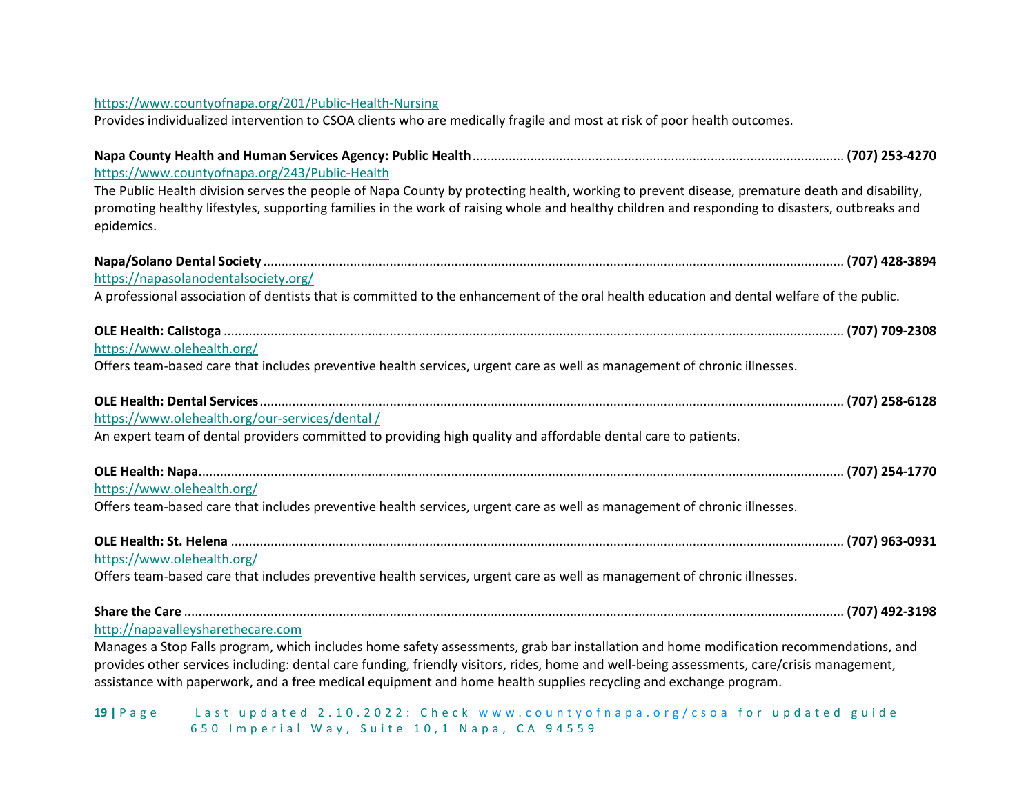https://www.countyofnapa.org/201/Public-Health-Nursing
Provides individualized intervention to CSOA clients who are medically fragile and most at risk of poor health outcomes.

**Napa County Health and Human Services Agency: Public Health**........................................ **(707) 253-4270**
https://www.countyofnapa.org/243/Public-Health
The Public Health division serves the people of Napa County by protecting health, working to prevent disease, premature death and disability, promoting healthy lifestyles, supporting families in the work of raising whole and healthy children and responding to disasters, outbreaks and epidemics.

**Napa/Solano Dental Society**........................................ **(707) 428-3894**
https://napasolanodentalsociety.org/
A professional association of dentists that is committed to the enhancement of the oral health education and dental welfare of the public.

**OLE Health: Calistoga**........................................ **(707) 709-2308**
https://www.olehealth.org/
Offers team-based care that includes preventive health services, urgent care as well as management of chronic illnesses.

**OLE Health: Dental Services**........................................ **(707) 258-6128**
https://www.olehealth.org/our-services/dental /
An expert team of dental providers committed to providing high quality and affordable dental care to patients.

**OLE Health: Napa**........................................ **(707) 254-1770**
https://www.olehealth.org/
Offers team-based care that includes preventive health services, urgent care as well as management of chronic illnesses.

**OLE Health: St. Helena**........................................ **(707) 963-0931**
https://www.olehealth.org/
Offers team-based care that includes preventive health services, urgent care as well as management of chronic illnesses.

**Share the Care**........................................ **(707) 492-3198**
http://napavalleysharethecare.com
Manages a Stop Falls program, which includes home safety assessments, grab bar installation and home modification recommendations, and provides other services including: dental care funding, friendly visitors, rides, home and well-being assessments, care/crisis management, assistance with paperwork, and a free medical equipment and home health supplies recycling and exchange program.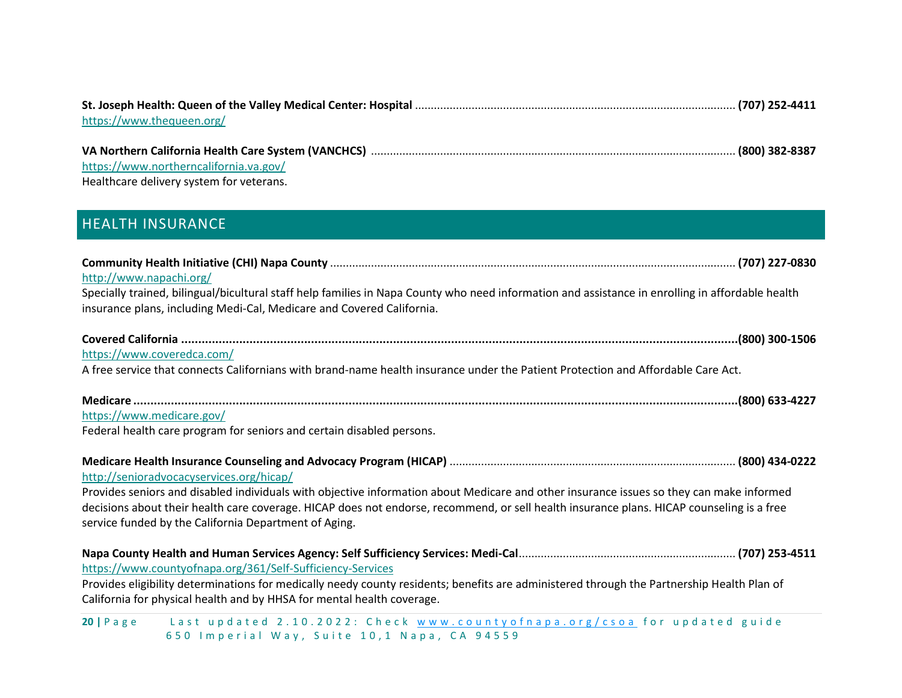**St. Joseph Health: Queen of the Valley Medical Center: Hospital** ............................................................ **(707) 252-4411**
https://www.thequeen.org/

**VA Northern California Health Care System (VANCHCS)** ............................................................ **(800) 382-8387**
https://www.northerncalifornia.va.gov/
Healthcare delivery system for veterans.

## HEALTH INSURANCE

**Community Health Initiative (CHI) Napa County** ............................................................ **(707) 227-0830**
http://www.napachi.org/
Specially trained, bilingual/bicultural staff help families in Napa County who need information and assistance in enrolling in affordable health insurance plans, including Medi-Cal, Medicare and Covered California.

**Covered California ............................................................(800) 300-1506**
https://www.coveredca.com/
A free service that connects Californians with brand-name health insurance under the Patient Protection and Affordable Care Act.

**Medicare ............................................................(800) 633-4227**
https://www.medicare.gov/
Federal health care program for seniors and certain disabled persons.

**Medicare Health Insurance Counseling and Advocacy Program (HICAP)** ............................................................ **(800) 434-0222**
http://senioradvocacyservices.org/hicap/
Provides seniors and disabled individuals with objective information about Medicare and other insurance issues so they can make informed decisions about their health care coverage. HICAP does not endorse, recommend, or sell health insurance plans. HICAP counseling is a free service funded by the California Department of Aging.

**Napa County Health and Human Services Agency: Self Sufficiency Services: Medi-Cal**............................................................ **(707) 253-4511**
https://www.countyofnapa.org/361/Self-Sufficiency-Services
Provides eligibility determinations for medically needy county residents; benefits are administered through the Partnership Health Plan of California for physical health and by HHSA for mental health coverage.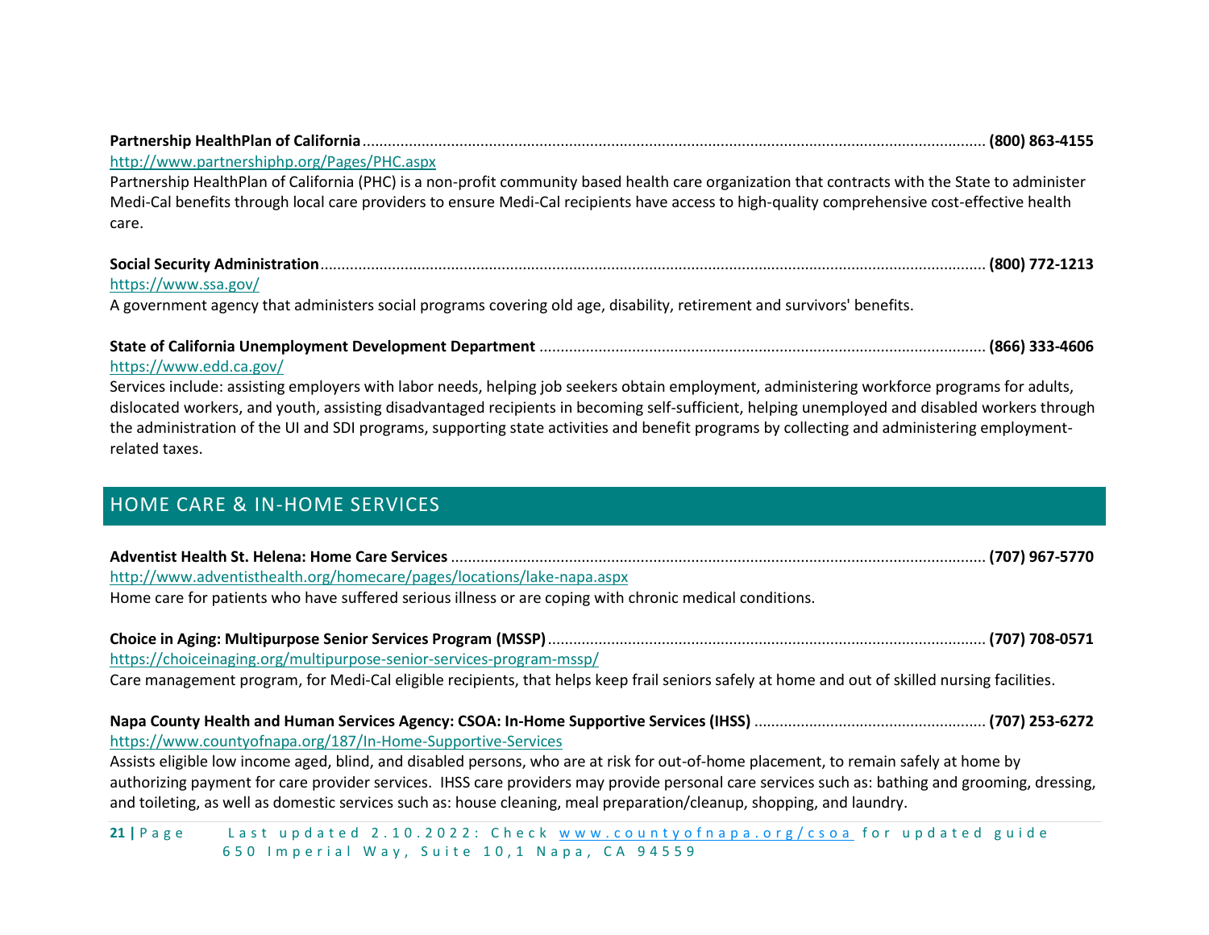**Partnership HealthPlan of California** ........................................................................................................................................... **(800) 863-4155**
http://www.partnershiphp.org/Pages/PHC.aspx
Partnership HealthPlan of California (PHC) is a non-profit community based health care organization that contracts with the State to administer Medi-Cal benefits through local care providers to ensure Medi-Cal recipients have access to high-quality comprehensive cost-effective health care.

**Social Security Administration** ........................................................................................................................................... **(800) 772-1213**
https://www.ssa.gov/
A government agency that administers social programs covering old age, disability, retirement and survivors' benefits.

**State of California Unemployment Development Department** ........................................................................................................... **(866) 333-4606**
https://www.edd.ca.gov/
Services include: assisting employers with labor needs, helping job seekers obtain employment, administering workforce programs for adults, dislocated workers, and youth, assisting disadvantaged recipients in becoming self-sufficient, helping unemployed and disabled workers through the administration of the UI and SDI programs, supporting state activities and benefit programs by collecting and administering employment-related taxes.

## HOME CARE & IN-HOME SERVICES

**Adventist Health St. Helena: Home Care Services** ............................................................................................................................ **(707) 967-5770**
http://www.adventisthealth.org/homecare/pages/locations/lake-napa.aspx
Home care for patients who have suffered serious illness or are coping with chronic medical conditions.

**Choice in Aging: Multipurpose Senior Services Program (MSSP)** ....................................................................................................... **(707) 708-0571**
https://choiceinaging.org/multipurpose-senior-services-program-mssp/
Care management program, for Medi-Cal eligible recipients, that helps keep frail seniors safely at home and out of skilled nursing facilities.

**Napa County Health and Human Services Agency: CSOA: In-Home Supportive Services (IHSS)** ...................................................... **(707) 253-6272**
https://www.countyofnapa.org/187/In-Home-Supportive-Services
Assists eligible low income aged, blind, and disabled persons, who are at risk for out-of-home placement, to remain safely at home by authorizing payment for care provider services. IHSS care providers may provide personal care services such as: bathing and grooming, dressing, and toileting, as well as domestic services such as: house cleaning, meal preparation/cleanup, shopping, and laundry.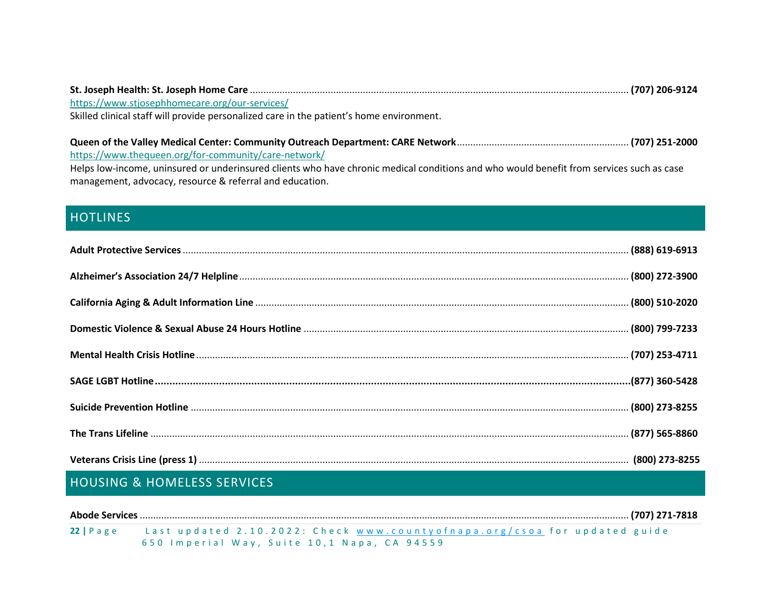**St. Joseph Health: St. Joseph Home Care** ........................................ **(707) 206-9124**
https://www.stjosephhomecare.org/our-services/
Skilled clinical staff will provide personalized care in the patient's home environment.

**Queen of the Valley Medical Center: Community Outreach Department: CARE Network** ........................................ **(707) 251-2000**
https://www.thequeen.org/for-community/care-network/
Helps low-income, uninsured or underinsured clients who have chronic medical conditions and who would benefit from services such as case management, advocacy, resource & referral and education.

## HOTLINES

**Adult Protective Services** ........................................ **(888) 619-6913**

**Alzheimer's Association 24/7 Helpline** ........................................ **(800) 272-3900**

**California Aging & Adult Information Line** ........................................ **(800) 510-2020**

**Domestic Violence & Sexual Abuse 24 Hours Hotline** ........................................ **(800) 799-7233**

**Mental Health Crisis Hotline** ........................................ **(707) 253-4711**

**SAGE LGBT Hotline** ........................................ **(877) 360-5428**

**Suicide Prevention Hotline** ........................................ **(800) 273-8255**

**The Trans Lifeline** ........................................ **(877) 565-8860**

**Veterans Crisis Line (press 1)** ........................................ **(800) 273-8255**

## HOUSING & HOMELESS SERVICES

**Abode Services** ........................................ **(707) 271-7818**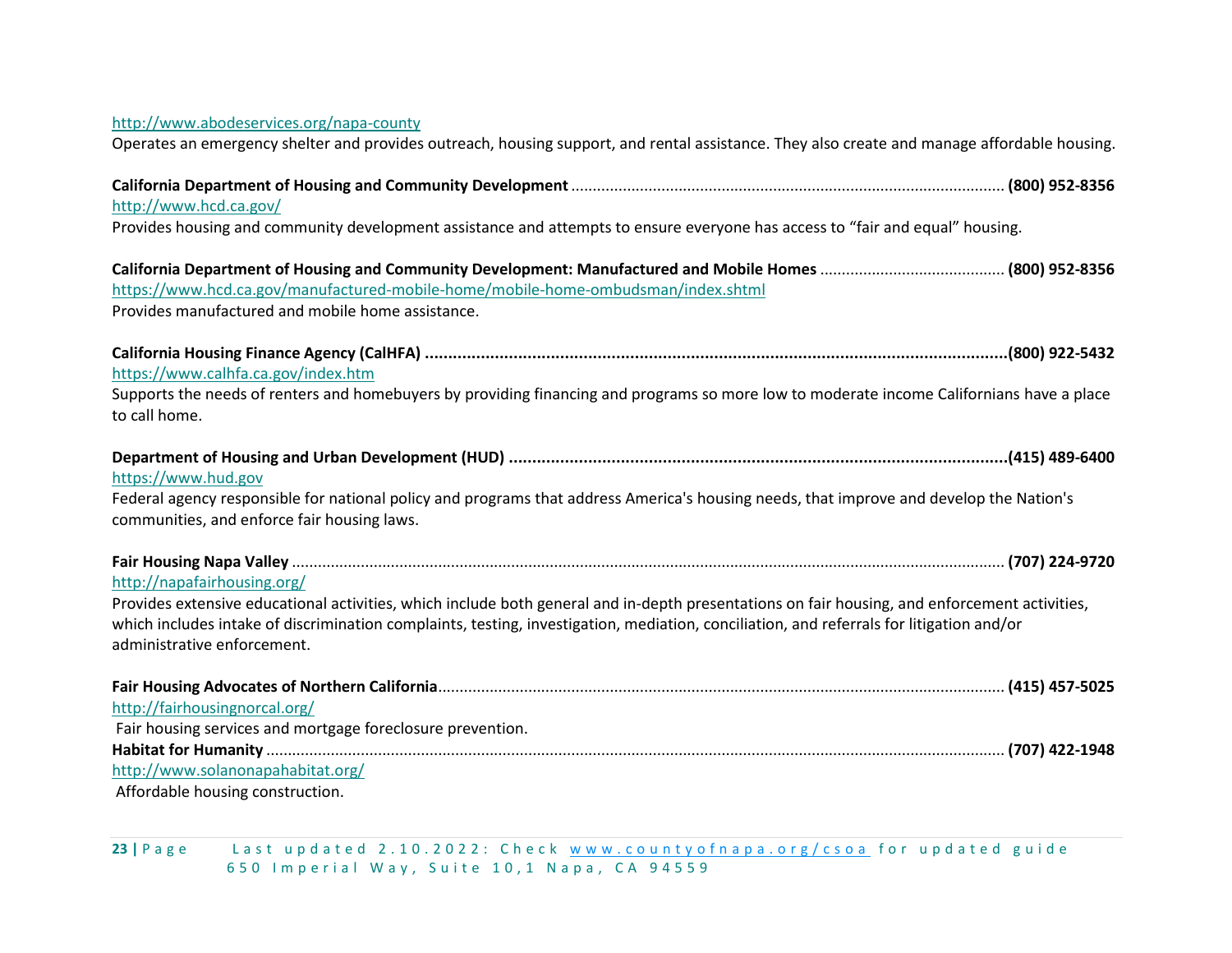http://www.abodeservices.org/napa-county
Operates an emergency shelter and provides outreach, housing support, and rental assistance. They also create and manage affordable housing.

**California Department of Housing and Community Development** .................................................................................................. **(800) 952-8356**
http://www.hcd.ca.gov/
Provides housing and community development assistance and attempts to ensure everyone has access to "fair and equal" housing.

**California Department of Housing and Community Development: Manufactured and Mobile Homes** .......................................... **(800) 952-8356**
https://www.hcd.ca.gov/manufactured-mobile-home/mobile-home-ombudsman/index.shtml
Provides manufactured and mobile home assistance.

**California Housing Finance Agency (CalHFA) ..............................................................................................................................(800) 922-5432**
https://www.calhfa.ca.gov/index.htm
Supports the needs of renters and homebuyers by providing financing and programs so more low to moderate income Californians have a place to call home.

**Department of Housing and Urban Development (HUD) ...........................................................................................................(415) 489-6400**
https://www.hud.gov
Federal agency responsible for national policy and programs that address America's housing needs, that improve and develop the Nation's communities, and enforce fair housing laws.

**Fair Housing Napa Valley** ................................................................................................................................................................ **(707) 224-9720**
http://napafairhousing.org/
Provides extensive educational activities, which include both general and in-depth presentations on fair housing, and enforcement activities, which includes intake of discrimination complaints, testing, investigation, mediation, conciliation, and referrals for litigation and/or administrative enforcement.

**Fair Housing Advocates of Northern California**................................................................................................................................ **(415) 457-5025**
http://fairhousingnorcal.org/
Fair housing services and mortgage foreclosure prevention.

**Habitat for Humanity** ....................................................................................................................................................................... **(707) 422-1948**
http://www.solanonapahabitat.org/
Affordable housing construction.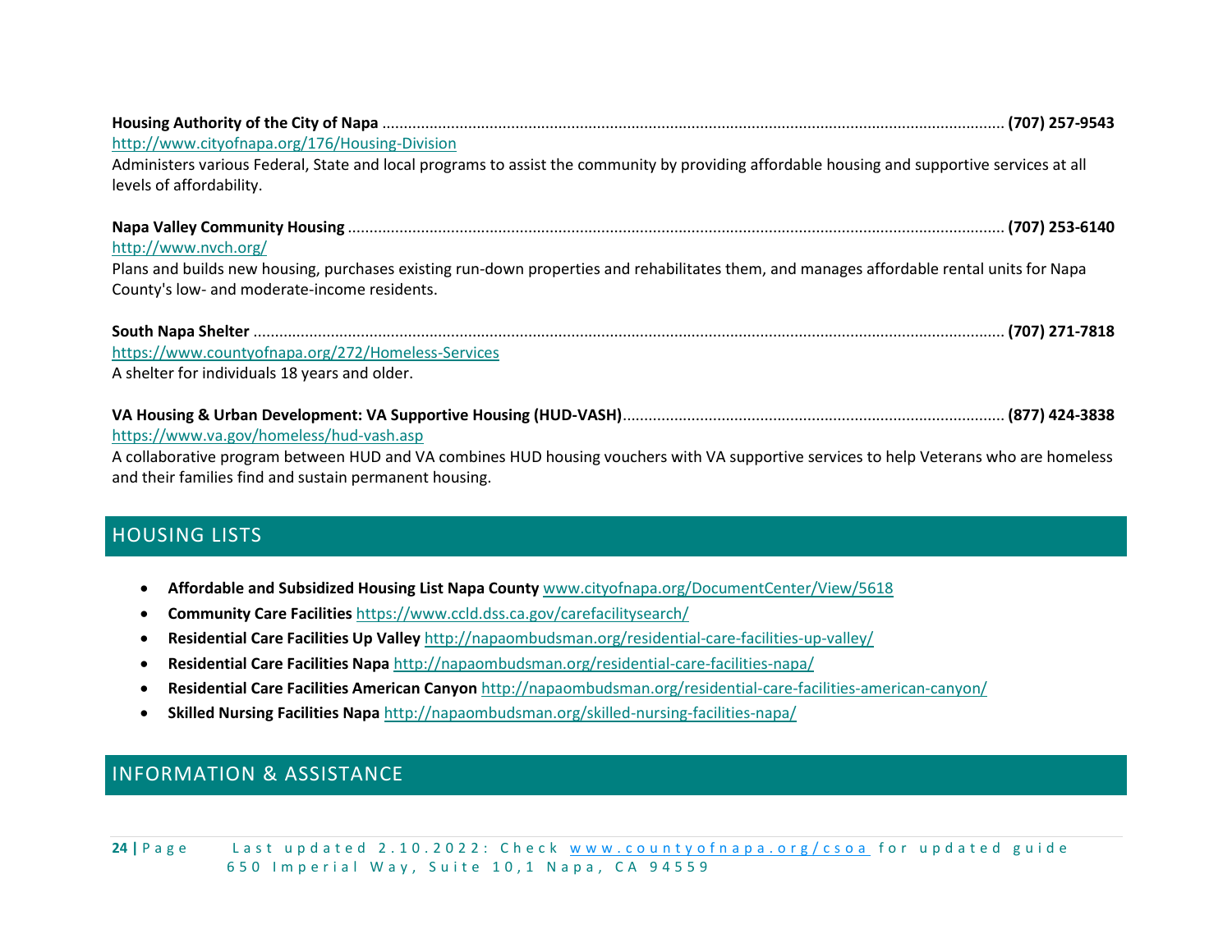**Housing Authority of the City of Napa** ............ **(707) 257-9543**
http://www.cityofnapa.org/176/Housing-Division
Administers various Federal, State and local programs to assist the community by providing affordable housing and supportive services at all levels of affordability.

**Napa Valley Community Housing** ............ **(707) 253-6140**
http://www.nvch.org/
Plans and builds new housing, purchases existing run-down properties and rehabilitates them, and manages affordable rental units for Napa County's low- and moderate-income residents.

**South Napa Shelter** ............ **(707) 271-7818**
https://www.countyofnapa.org/272/Homeless-Services
A shelter for individuals 18 years and older.

**VA Housing & Urban Development: VA Supportive Housing (HUD-VASH)** ............ **(877) 424-3838**
https://www.va.gov/homeless/hud-vash.asp
A collaborative program between HUD and VA combines HUD housing vouchers with VA supportive services to help Veterans who are homeless and their families find and sustain permanent housing.

## HOUSING LISTS

- **Affordable and Subsidized Housing List Napa County** www.cityofnapa.org/DocumentCenter/View/5618
- **Community Care Facilities** https://www.ccld.dss.ca.gov/carefacilitysearch/
- **Residential Care Facilities Up Valley** http://napaombudsman.org/residential-care-facilities-up-valley/
- **Residential Care Facilities Napa** http://napaombudsman.org/residential-care-facilities-napa/
- **Residential Care Facilities American Canyon** http://napaombudsman.org/residential-care-facilities-american-canyon/
- **Skilled Nursing Facilities Napa** http://napaombudsman.org/skilled-nursing-facilities-napa/

## INFORMATION & ASSISTANCE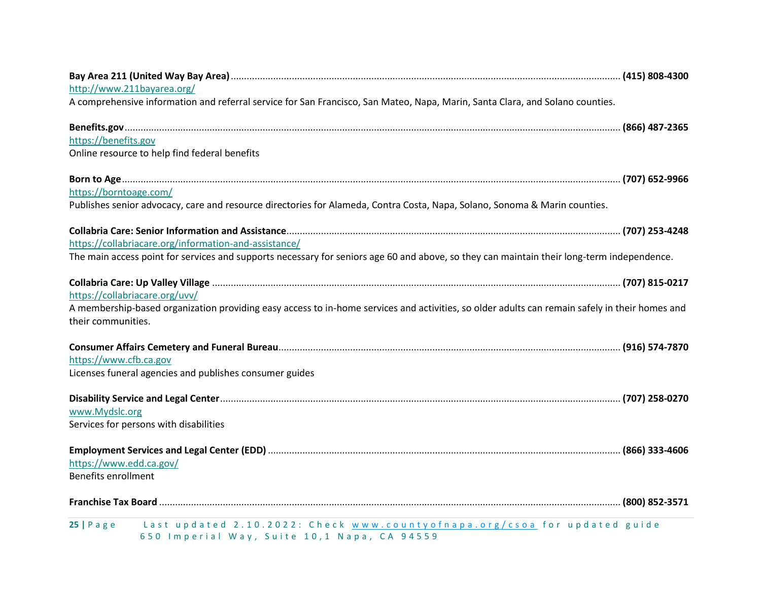**Bay Area 211 (United Way Bay Area)**................................................................................................................................................ **(415) 808-4300**
http://www.211bayarea.org/
A comprehensive information and referral service for San Francisco, San Mateo, Napa, Marin, Santa Clara, and Solano counties.

**Benefits.gov**........................................................................................................................................................................... **(866) 487-2365**
https://benefits.gov
Online resource to help find federal benefits

**Born to Age**............................................................................................................................................................................ **(707) 652-9966**
https://borntoage.com/
Publishes senior advocacy, care and resource directories for Alameda, Contra Costa, Napa, Solano, Sonoma & Marin counties.

**Collabria Care: Senior Information and Assistance**........................................................................................................... **(707) 253-4248**
https://collabriacare.org/information-and-assistance/
The main access point for services and supports necessary for seniors age 60 and above, so they can maintain their long-term independence.

**Collabria Care: Up Valley Village** ........................................................................................................................................ **(707) 815-0217**
https://collabriacare.org/uvv/
A membership-based organization providing easy access to in-home services and activities, so older adults can remain safely in their homes and their communities.

**Consumer Affairs Cemetery and Funeral Bureau**.................................................................................................................. **(916) 574-7870**
https://www.cfb.ca.gov
Licenses funeral agencies and publishes consumer guides

**Disability Service and Legal Center**...................................................................................................................................... **(707) 258-0270**
www.Mydslc.org
Services for persons with disabilities

**Employment Services and Legal Center (EDD)** ..................................................................................................................... **(866) 333-4606**
https://www.edd.ca.gov/
Benefits enrollment

**Franchise Tax Board** ............................................................................................................................................................. **(800) 852-3571**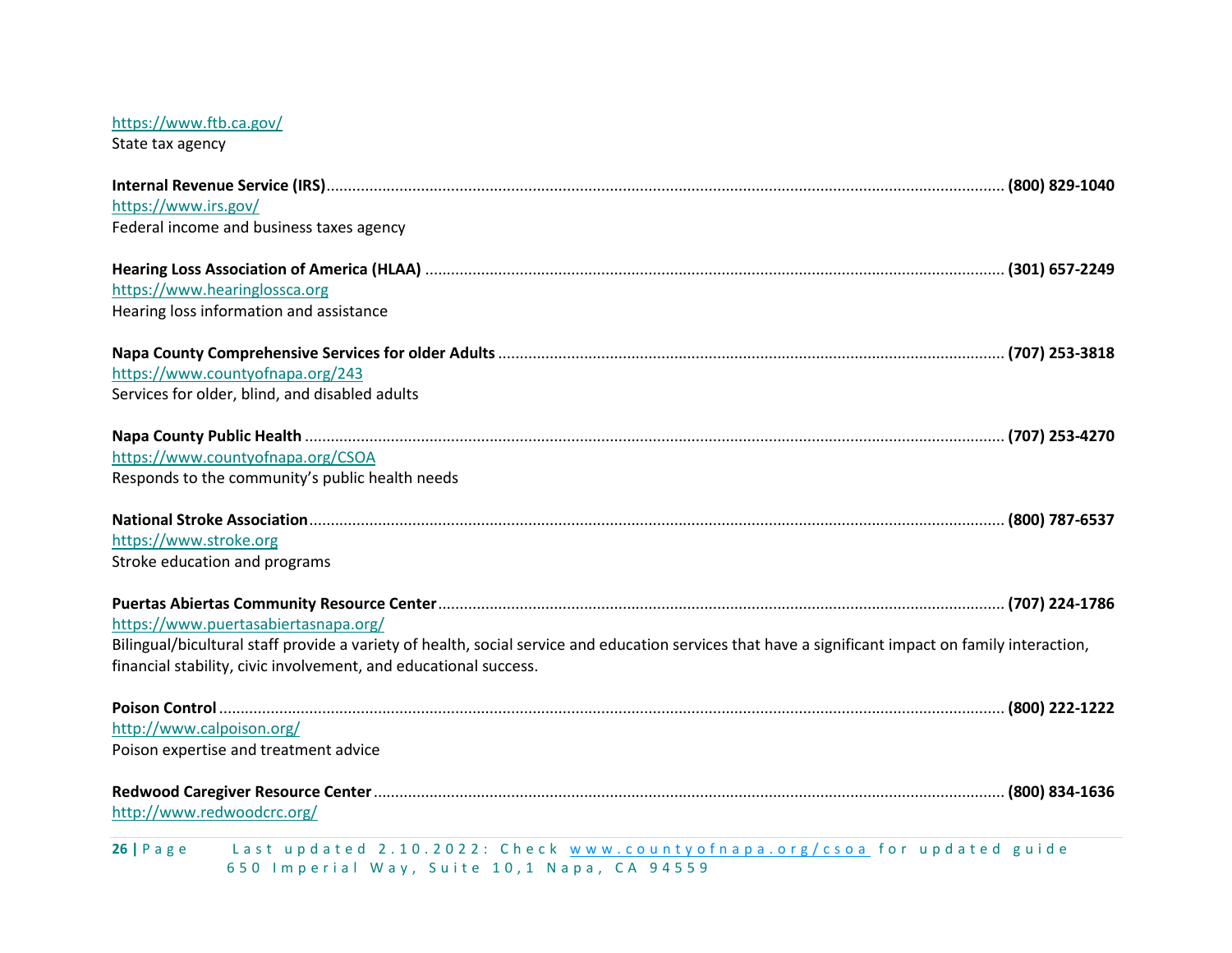https://www.ftb.ca.gov/
State tax agency

**Internal Revenue Service (IRS)**.......................................................................................................................................... **(800) 829-1040**
https://www.irs.gov/
Federal income and business taxes agency

**Hearing Loss Association of America (HLAA)** ...................................................................................................................... **(301) 657-2249**
https://www.hearinglossca.org
Hearing loss information and assistance

**Napa County Comprehensive Services for older Adults** ...................................................................................................... **(707) 253-3818**
https://www.countyofnapa.org/243
Services for older, blind, and disabled adults

**Napa County Public Health** ................................................................................................................................................. **(707) 253-4270**
https://www.countyofnapa.org/CSOA
Responds to the community's public health needs

**National Stroke Association**................................................................................................................................................ **(800) 787-6537**
https://www.stroke.org
Stroke education and programs

**Puertas Abiertas Community Resource Center**.................................................................................................................... **(707) 224-1786**
https://www.puertasabiertasnapa.org/
Bilingual/bicultural staff provide a variety of health, social service and education services that have a significant impact on family interaction, financial stability, civic involvement, and educational success.

**Poison Control**.................................................................................................................................................................... **(800) 222-1222**
http://www.calpoison.org/
Poison expertise and treatment advice

**Redwood Caregiver Resource Center**.................................................................................................................................. **(800) 834-1636**
http://www.redwoodcrc.org/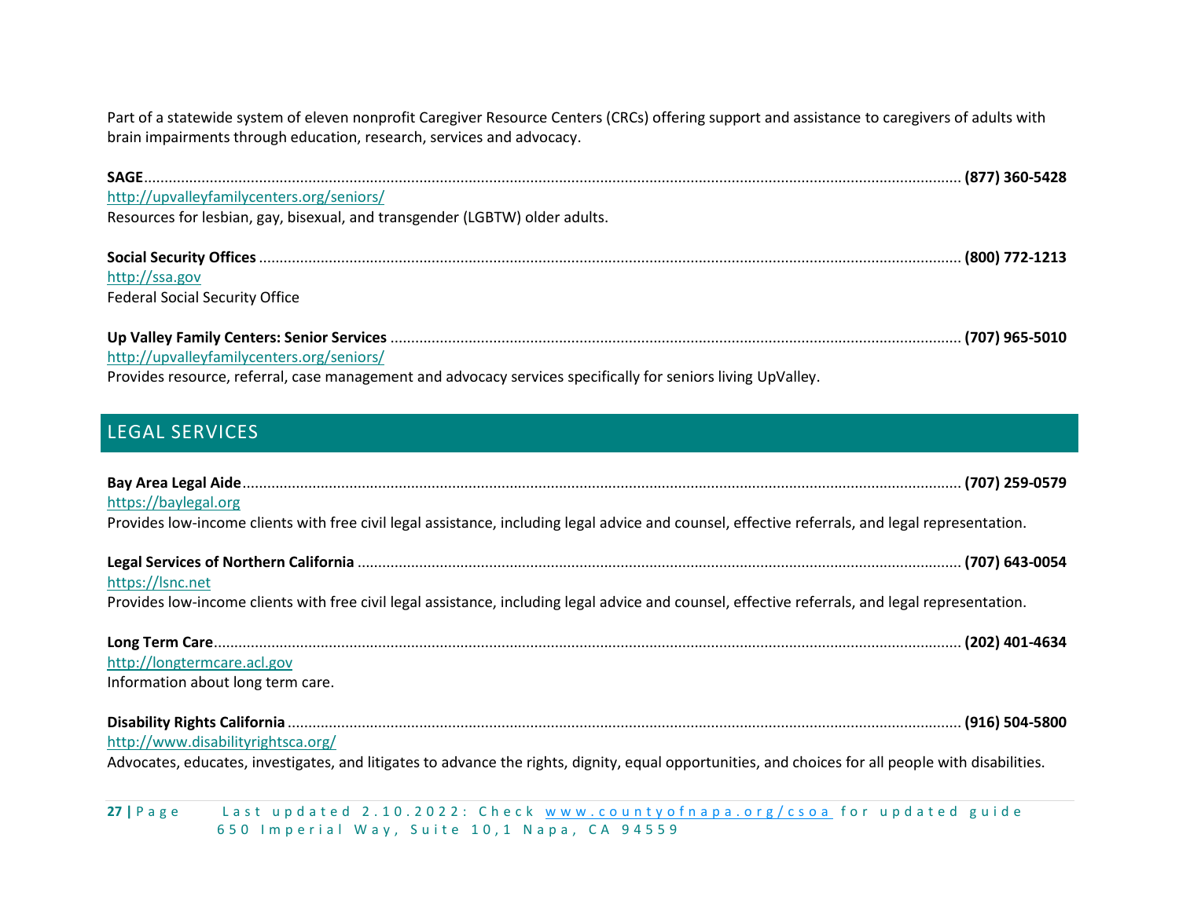Part of a statewide system of eleven nonprofit Caregiver Resource Centers (CRCs) offering support and assistance to caregivers of adults with brain impairments through education, research, services and advocacy.

**SAGE**........................................................................................................ **(877) 360-5428**
http://upvalleyfamilycenters.org/seniors/
Resources for lesbian, gay, bisexual, and transgender (LGBTW) older adults.

**Social Security Offices** ........................................................................................ **(800) 772-1213**
http://ssa.gov
Federal Social Security Office

**Up Valley Family Centers: Senior Services** ........................................................... **(707) 965-5010**
http://upvalleyfamilycenters.org/seniors/
Provides resource, referral, case management and advocacy services specifically for seniors living UpValley.

## LEGAL SERVICES

**Bay Area Legal Aide**........................................................................................... **(707) 259-0579**
https://baylegal.org
Provides low-income clients with free civil legal assistance, including legal advice and counsel, effective referrals, and legal representation.

**Legal Services of Northern California** ................................................................... **(707) 643-0054**
https://lsnc.net
Provides low-income clients with free civil legal assistance, including legal advice and counsel, effective referrals, and legal representation.

**Long Term Care**................................................................................................ **(202) 401-4634**
http://longtermcare.acl.gov
Information about long term care.

**Disability Rights California** .................................................................................. **(916) 504-5800**
http://www.disabilityrightsca.org/
Advocates, educates, investigates, and litigates to advance the rights, dignity, equal opportunities, and choices for all people with disabilities.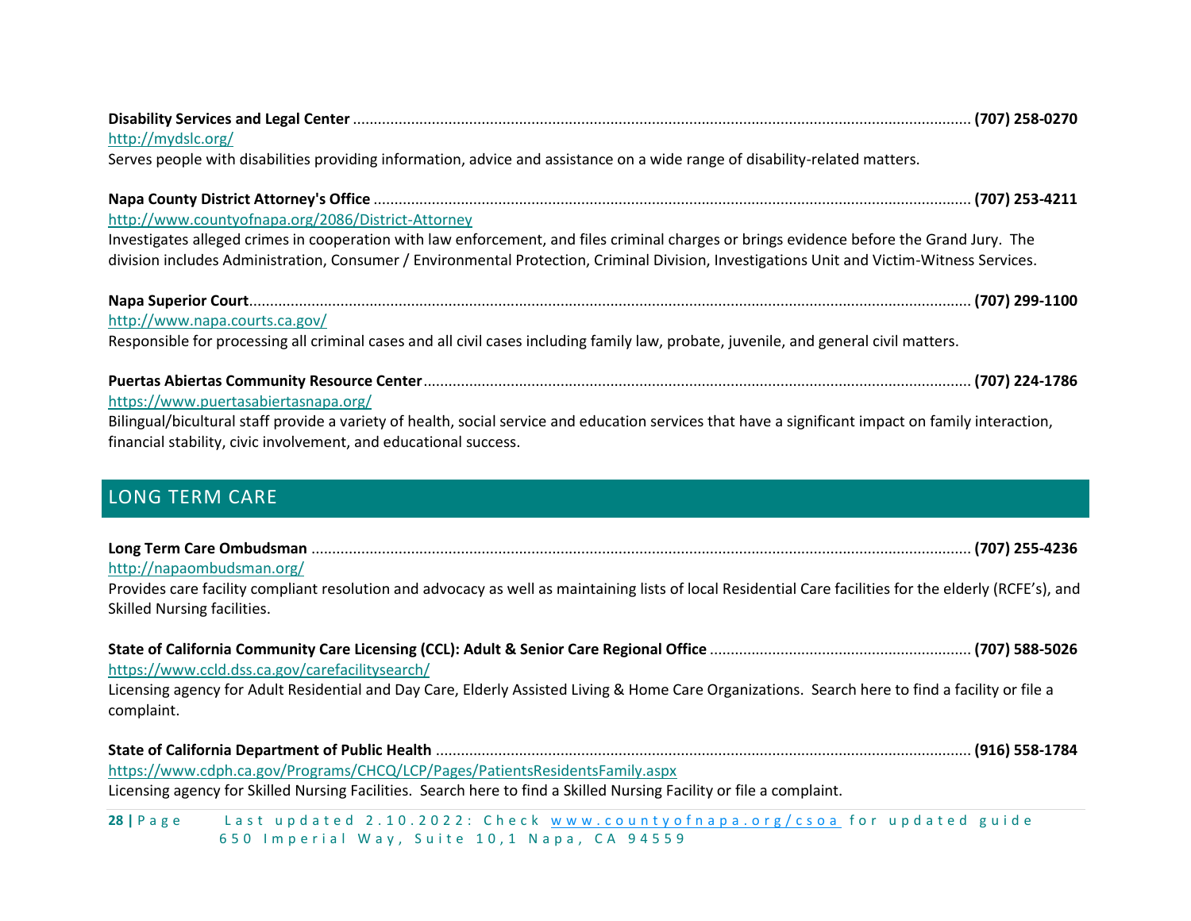**Disability Services and Legal Center** ........ **(707) 258-0270**
http://mydslc.org/
Serves people with disabilities providing information, advice and assistance on a wide range of disability-related matters.

**Napa County District Attorney's Office** ........ **(707) 253-4211**
http://www.countyofnapa.org/2086/District-Attorney
Investigates alleged crimes in cooperation with law enforcement, and files criminal charges or brings evidence before the Grand Jury. The division includes Administration, Consumer / Environmental Protection, Criminal Division, Investigations Unit and Victim-Witness Services.

**Napa Superior Court** ........ **(707) 299-1100**
http://www.napa.courts.ca.gov/
Responsible for processing all criminal cases and all civil cases including family law, probate, juvenile, and general civil matters.

**Puertas Abiertas Community Resource Center** ........ **(707) 224-1786**
https://www.puertasabiertasnapa.org/
Bilingual/bicultural staff provide a variety of health, social service and education services that have a significant impact on family interaction, financial stability, civic involvement, and educational success.

## LONG TERM CARE

**Long Term Care Ombudsman** ........ **(707) 255-4236**
http://napaombudsman.org/
Provides care facility compliant resolution and advocacy as well as maintaining lists of local Residential Care facilities for the elderly (RCFE's), and Skilled Nursing facilities.

**State of California Community Care Licensing (CCL): Adult & Senior Care Regional Office** ........ **(707) 588-5026**
https://www.ccld.dss.ca.gov/carefacilitysearch/
Licensing agency for Adult Residential and Day Care, Elderly Assisted Living & Home Care Organizations. Search here to find a facility or file a complaint.

**State of California Department of Public Health** ........ **(916) 558-1784**
https://www.cdph.ca.gov/Programs/CHCQ/LCP/Pages/PatientsResidentsFamily.aspx
Licensing agency for Skilled Nursing Facilities. Search here to find a Skilled Nursing Facility or file a complaint.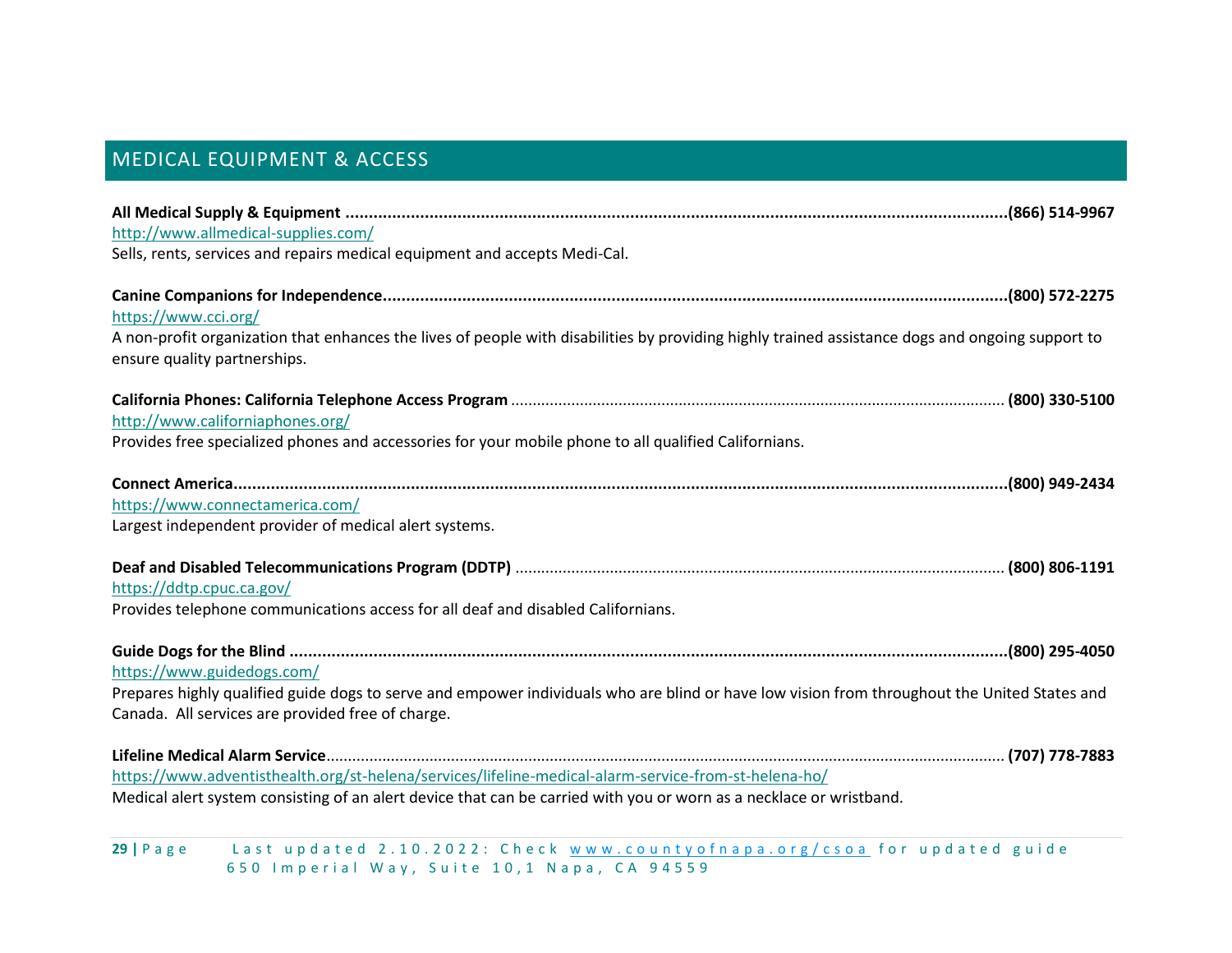## MEDICAL EQUIPMENT & ACCESS

**All Medical Supply & Equipment ..........(866) 514-9967**
http://www.allmedical-supplies.com/
Sells, rents, services and repairs medical equipment and accepts Medi-Cal.

**Canine Companions for Independence..........(800) 572-2275**
https://www.cci.org/
A non-profit organization that enhances the lives of people with disabilities by providing highly trained assistance dogs and ongoing support to ensure quality partnerships.

**California Phones: California Telephone Access Program** .......... **(800) 330-5100**
http://www.californiaphones.org/
Provides free specialized phones and accessories for your mobile phone to all qualified Californians.

**Connect America..........(800) 949-2434**
https://www.connectamerica.com/
Largest independent provider of medical alert systems.

**Deaf and Disabled Telecommunications Program (DDTP)** .......... **(800) 806-1191**
https://ddtp.cpuc.ca.gov/
Provides telephone communications access for all deaf and disabled Californians.

**Guide Dogs for the Blind ..........(800) 295-4050**
https://www.guidedogs.com/
Prepares highly qualified guide dogs to serve and empower individuals who are blind or have low vision from throughout the United States and Canada. All services are provided free of charge.

**Lifeline Medical Alarm Service**.......... **(707) 778-7883**
https://www.adventisthealth.org/st-helena/services/lifeline-medical-alarm-service-from-st-helena-ho/
Medical alert system consisting of an alert device that can be carried with you or worn as a necklace or wristband.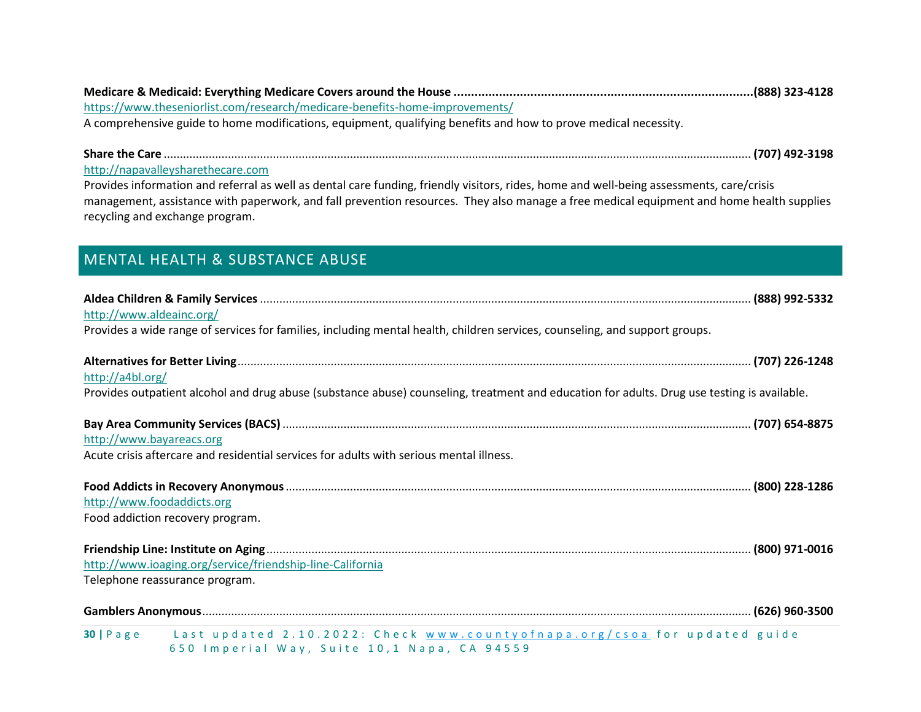**Medicare & Medicaid: Everything Medicare Covers around the House** ........................................................................................**(888) 323-4128**
https://www.theseniorlist.com/research/medicare-benefits-home-improvements/
A comprehensive guide to home modifications, equipment, qualifying benefits and how to prove medical necessity.

**Share the Care** ................................................................................................................................................................................ **(707) 492-3198**
http://napavalleysharethecare.com
Provides information and referral as well as dental care funding, friendly visitors, rides, home and well-being assessments, care/crisis management, assistance with paperwork, and fall prevention resources. They also manage a free medical equipment and home health supplies recycling and exchange program.

## MENTAL HEALTH & SUBSTANCE ABUSE

**Aldea Children & Family Services** ....................................................................................................................................................... **(888) 992-5332**
http://www.aldeainc.org/
Provides a wide range of services for families, including mental health, children services, counseling, and support groups.

**Alternatives for Better Living**............................................................................................................................................................. **(707) 226-1248**
http://a4bl.org/
Provides outpatient alcohol and drug abuse (substance abuse) counseling, treatment and education for adults. Drug use testing is available.

**Bay Area Community Services (BACS)** ................................................................................................................................................ **(707) 654-8875**
http://www.bayareacs.org
Acute crisis aftercare and residential services for adults with serious mental illness.

**Food Addicts in Recovery Anonymous**............................................................................................................................................... **(800) 228-1286**
http://www.foodaddicts.org
Food addiction recovery program.

**Friendship Line: Institute on Aging**..................................................................................................................................................... **(800) 971-0016**
http://www.ioaging.org/service/friendship-line-California
Telephone reassurance program.

**Gamblers Anonymous**........................................................................................................................................................................ **(626) 960-3500**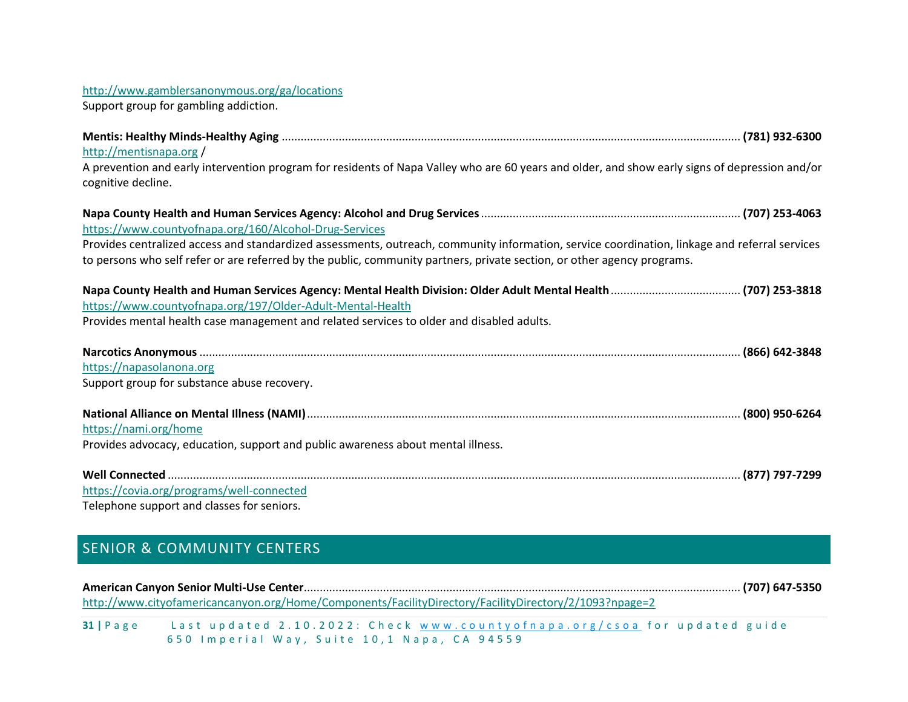http://www.gamblersanonymous.org/ga/locations
Support group for gambling addiction.

**Mentis: Healthy Minds-Healthy Aging** ........ **(781) 932-6300**
http://mentisnapa.org /
A prevention and early intervention program for residents of Napa Valley who are 60 years and older, and show early signs of depression and/or cognitive decline.

**Napa County Health and Human Services Agency: Alcohol and Drug Services** ........ **(707) 253-4063**
https://www.countyofnapa.org/160/Alcohol-Drug-Services
Provides centralized access and standardized assessments, outreach, community information, service coordination, linkage and referral services to persons who self refer or are referred by the public, community partners, private section, or other agency programs.

**Napa County Health and Human Services Agency: Mental Health Division: Older Adult Mental Health** ........ **(707) 253-3818**
https://www.countyofnapa.org/197/Older-Adult-Mental-Health
Provides mental health case management and related services to older and disabled adults.

**Narcotics Anonymous** ........ **(866) 642-3848**
https://napasolanona.org
Support group for substance abuse recovery.

**National Alliance on Mental Illness (NAMI)** ........ **(800) 950-6264**
https://nami.org/home
Provides advocacy, education, support and public awareness about mental illness.

**Well Connected** ........ **(877) 797-7299**
https://covia.org/programs/well-connected
Telephone support and classes for seniors.

## SENIOR & COMMUNITY CENTERS

**American Canyon Senior Multi-Use Center** ........ **(707) 647-5350**
http://www.cityofamericancanyon.org/Home/Components/FacilityDirectory/FacilityDirectory/2/1093?npage=2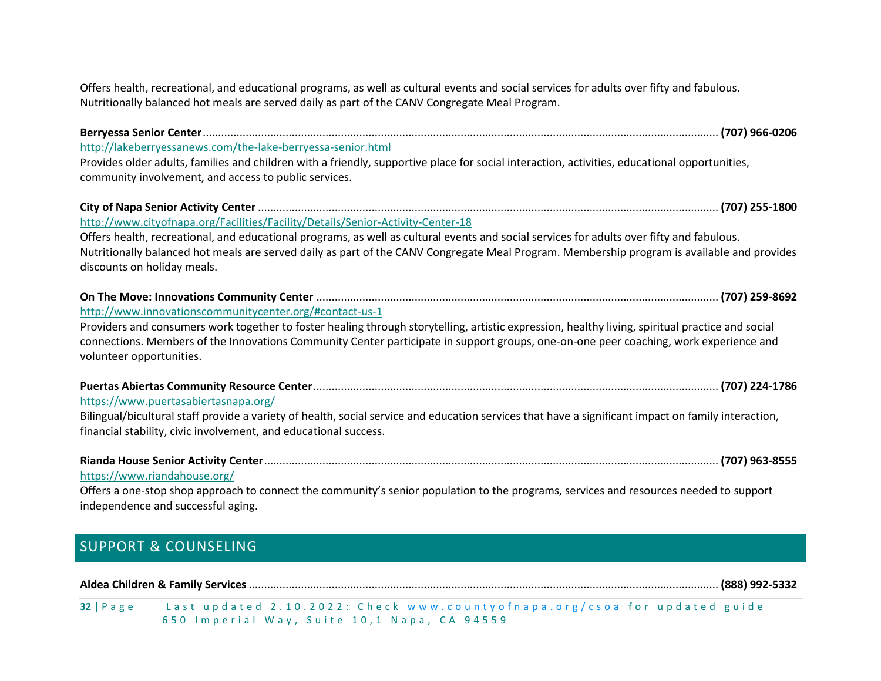Offers health, recreational, and educational programs, as well as cultural events and social services for adults over fifty and fabulous. Nutritionally balanced hot meals are served daily as part of the CANV Congregate Meal Program.

**Berryessa Senior Center**........................................................................................................ **(707) 966-0206**
http://lakeberryessanews.com/the-lake-berryessa-senior.html
Provides older adults, families and children with a friendly, supportive place for social interaction, activities, educational opportunities, community involvement, and access to public services.

**City of Napa Senior Activity Center** ........................................................................................................ **(707) 255-1800**
http://www.cityofnapa.org/Facilities/Facility/Details/Senior-Activity-Center-18
Offers health, recreational, and educational programs, as well as cultural events and social services for adults over fifty and fabulous. Nutritionally balanced hot meals are served daily as part of the CANV Congregate Meal Program. Membership program is available and provides discounts on holiday meals.

**On The Move: Innovations Community Center** ........................................................................................................ **(707) 259-8692**
http://www.innovationscommunitycenter.org/#contact-us-1
Providers and consumers work together to foster healing through storytelling, artistic expression, healthy living, spiritual practice and social connections. Members of the Innovations Community Center participate in support groups, one-on-one peer coaching, work experience and volunteer opportunities.

**Puertas Abiertas Community Resource Center**........................................................................................................ **(707) 224-1786**
https://www.puertasabiertasnapa.org/
Bilingual/bicultural staff provide a variety of health, social service and education services that have a significant impact on family interaction, financial stability, civic involvement, and educational success.

**Rianda House Senior Activity Center**........................................................................................................ **(707) 963-8555**
https://www.riandahouse.org/
Offers a one-stop shop approach to connect the community's senior population to the programs, services and resources needed to support independence and successful aging.

## SUPPORT & COUNSELING

**Aldea Children & Family Services** ........................................................................................................ **(888) 992-5332**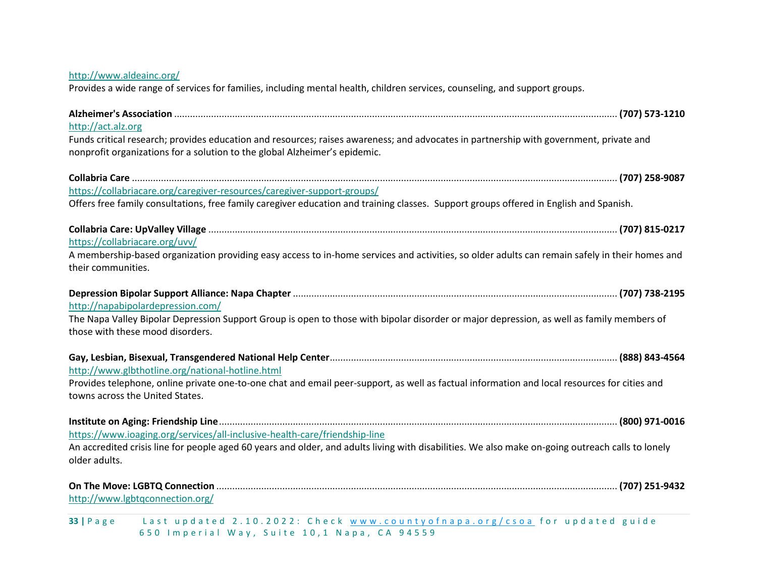http://www.aldeainc.org/

Provides a wide range of services for families, including mental health, children services, counseling, and support groups.

**Alzheimer's Association** ........................................................................................................ **(707) 573-1210**

http://act.alz.org

Funds critical research; provides education and resources; raises awareness; and advocates in partnership with government, private and nonprofit organizations for a solution to the global Alzheimer's epidemic.

**Collabria Care** ........................................................................................................ **(707) 258-9087**

https://collabriacare.org/caregiver-resources/caregiver-support-groups/

Offers free family consultations, free family caregiver education and training classes. Support groups offered in English and Spanish.

**Collabria Care: UpValley Village** ........................................................................................................ **(707) 815-0217**

https://collabriacare.org/uvv/

A membership-based organization providing easy access to in-home services and activities, so older adults can remain safely in their homes and their communities.

**Depression Bipolar Support Alliance: Napa Chapter** ........................................................................................................ **(707) 738-2195**

http://napabipolardepression.com/

The Napa Valley Bipolar Depression Support Group is open to those with bipolar disorder or major depression, as well as family members of those with these mood disorders.

**Gay, Lesbian, Bisexual, Transgendered National Help Center**........................................................................................................ **(888) 843-4564**

http://www.glbthotline.org/national-hotline.html

Provides telephone, online private one-to-one chat and email peer-support, as well as factual information and local resources for cities and towns across the United States.

**Institute on Aging: Friendship Line**........................................................................................................ **(800) 971-0016**

https://www.ioaging.org/services/all-inclusive-health-care/friendship-line

An accredited crisis line for people aged 60 years and older, and adults living with disabilities. We also make on-going outreach calls to lonely older adults.

**On The Move: LGBTQ Connection** ........................................................................................................ **(707) 251-9432**

http://www.lgbtqconnection.org/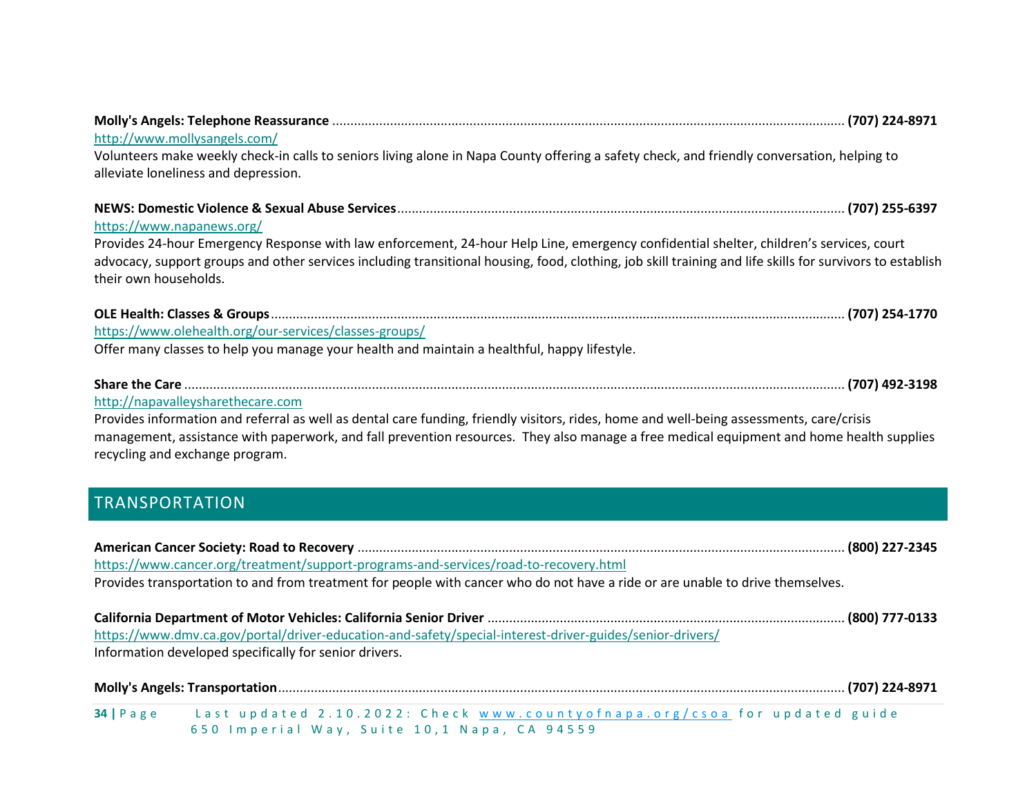**Molly's Angels: Telephone Reassurance** ........ **(707) 224-8971**
http://www.mollysangels.com/
Volunteers make weekly check-in calls to seniors living alone in Napa County offering a safety check, and friendly conversation, helping to alleviate loneliness and depression.

**NEWS: Domestic Violence & Sexual Abuse Services** ........ **(707) 255-6397**
https://www.napanews.org/
Provides 24-hour Emergency Response with law enforcement, 24-hour Help Line, emergency confidential shelter, children's services, court advocacy, support groups and other services including transitional housing, food, clothing, job skill training and life skills for survivors to establish their own households.

**OLE Health: Classes & Groups** ........ **(707) 254-1770**
https://www.olehealth.org/our-services/classes-groups/
Offer many classes to help you manage your health and maintain a healthful, happy lifestyle.

**Share the Care** ........ **(707) 492-3198**
http://napavalleysharethecare.com
Provides information and referral as well as dental care funding, friendly visitors, rides, home and well-being assessments, care/crisis management, assistance with paperwork, and fall prevention resources. They also manage a free medical equipment and home health supplies recycling and exchange program.

## TRANSPORTATION

**American Cancer Society: Road to Recovery** ........ **(800) 227-2345**
https://www.cancer.org/treatment/support-programs-and-services/road-to-recovery.html
Provides transportation to and from treatment for people with cancer who do not have a ride or are unable to drive themselves.

**California Department of Motor Vehicles: California Senior Driver** ........ **(800) 777-0133**
https://www.dmv.ca.gov/portal/driver-education-and-safety/special-interest-driver-guides/senior-drivers/
Information developed specifically for senior drivers.

**Molly's Angels: Transportation** ........ **(707) 224-8971**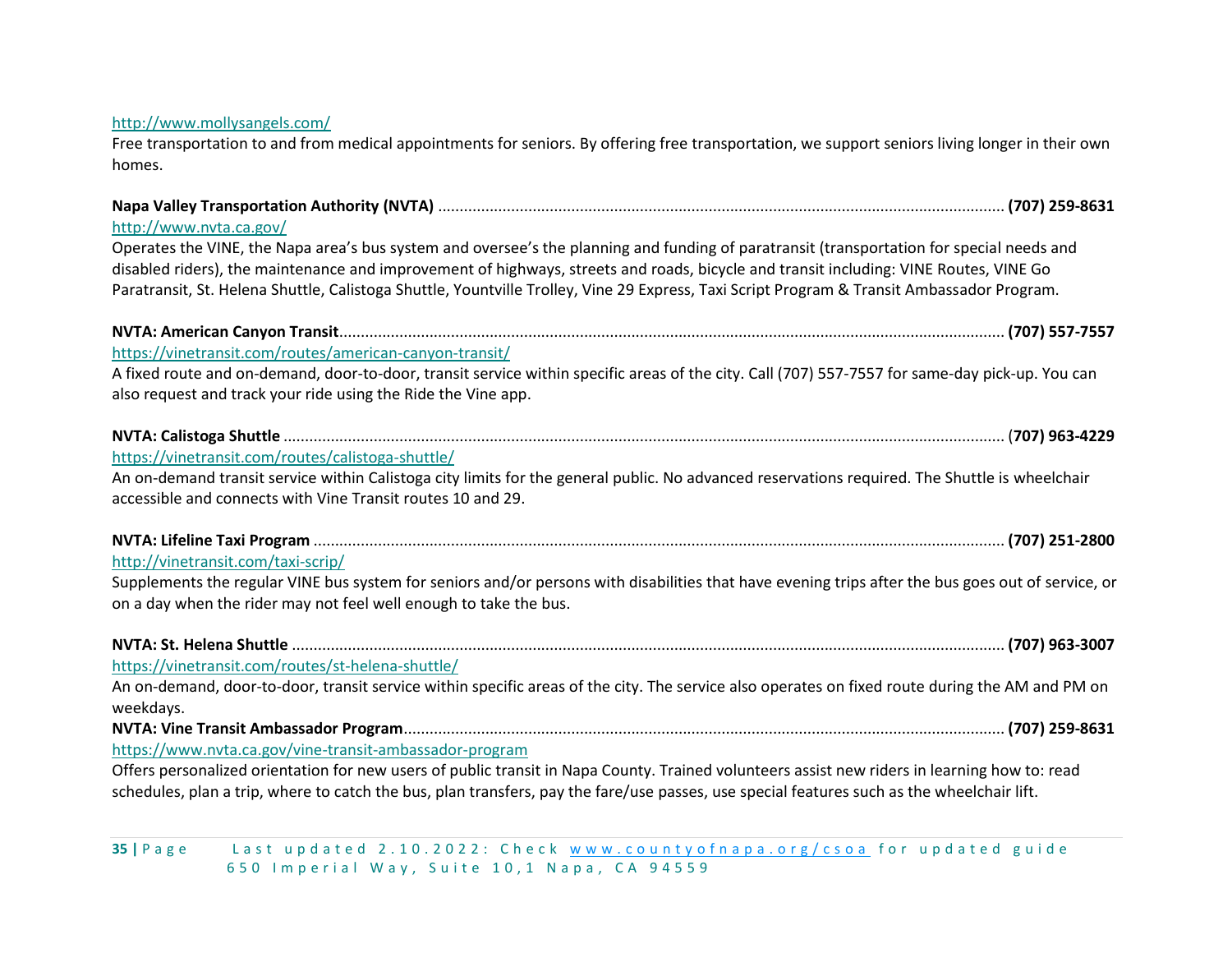http://www.mollysangels.com/

Free transportation to and from medical appointments for seniors. By offering free transportation, we support seniors living longer in their own homes.

**Napa Valley Transportation Authority (NVTA)** ........................................ **(707) 259-8631**
http://www.nvta.ca.gov/

Operates the VINE, the Napa area's bus system and oversee's the planning and funding of paratransit (transportation for special needs and disabled riders), the maintenance and improvement of highways, streets and roads, bicycle and transit including: VINE Routes, VINE Go Paratransit, St. Helena Shuttle, Calistoga Shuttle, Yountville Trolley, Vine 29 Express, Taxi Script Program & Transit Ambassador Program.

**NVTA: American Canyon Transit**........................................ **(707) 557-7557**
https://vinetransit.com/routes/american-canyon-transit/

A fixed route and on-demand, door-to-door, transit service within specific areas of the city. Call (707) 557-7557 for same-day pick-up. You can also request and track your ride using the Ride the Vine app.

**NVTA: Calistoga Shuttle** ........................................ (**707) 963-4229**
https://vinetransit.com/routes/calistoga-shuttle/

An on-demand transit service within Calistoga city limits for the general public. No advanced reservations required. The Shuttle is wheelchair accessible and connects with Vine Transit routes 10 and 29.

**NVTA: Lifeline Taxi Program** ........................................ **(707) 251-2800**
http://vinetransit.com/taxi-scrip/

Supplements the regular VINE bus system for seniors and/or persons with disabilities that have evening trips after the bus goes out of service, or on a day when the rider may not feel well enough to take the bus.

**NVTA: St. Helena Shuttle** ........................................ **(707) 963-3007**
https://vinetransit.com/routes/st-helena-shuttle/

An on-demand, door-to-door, transit service within specific areas of the city. The service also operates on fixed route during the AM and PM on weekdays.

**NVTA: Vine Transit Ambassador Program**........................................ **(707) 259-8631**
https://www.nvta.ca.gov/vine-transit-ambassador-program

Offers personalized orientation for new users of public transit in Napa County. Trained volunteers assist new riders in learning how to: read schedules, plan a trip, where to catch the bus, plan transfers, pay the fare/use passes, use special features such as the wheelchair lift.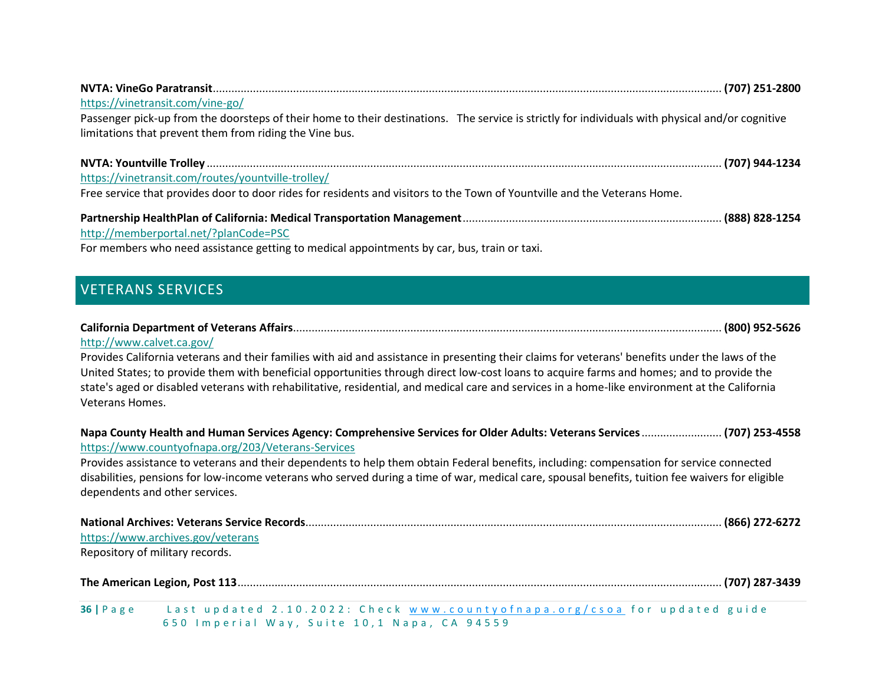**NVTA: VineGo Paratransit** .................................................................................... **(707) 251-2800**
https://vinetransit.com/vine-go/
Passenger pick-up from the doorsteps of their home to their destinations. The service is strictly for individuals with physical and/or cognitive limitations that prevent them from riding the Vine bus.

**NVTA: Yountville Trolley** .................................................................................... **(707) 944-1234**
https://vinetransit.com/routes/yountville-trolley/
Free service that provides door to door rides for residents and visitors to the Town of Yountville and the Veterans Home.

**Partnership HealthPlan of California: Medical Transportation Management** .................................. **(888) 828-1254**
http://memberportal.net/?planCode=PSC
For members who need assistance getting to medical appointments by car, bus, train or taxi.

## VETERANS SERVICES

**California Department of Veterans Affairs** .................................................................................... **(800) 952-5626**
http://www.calvet.ca.gov/
Provides California veterans and their families with aid and assistance in presenting their claims for veterans' benefits under the laws of the United States; to provide them with beneficial opportunities through direct low-cost loans to acquire farms and homes; and to provide the state's aged or disabled veterans with rehabilitative, residential, and medical care and services in a home-like environment at the California Veterans Homes.

**Napa County Health and Human Services Agency: Comprehensive Services for Older Adults: Veterans Services** .......................... **(707) 253-4558**
https://www.countyofnapa.org/203/Veterans-Services
Provides assistance to veterans and their dependents to help them obtain Federal benefits, including: compensation for service connected disabilities, pensions for low-income veterans who served during a time of war, medical care, spousal benefits, tuition fee waivers for eligible dependents and other services.

**National Archives: Veterans Service Records** .................................................................................... **(866) 272-6272**
https://www.archives.gov/veterans
Repository of military records.

**The American Legion, Post 113** .................................................................................... **(707) 287-3439**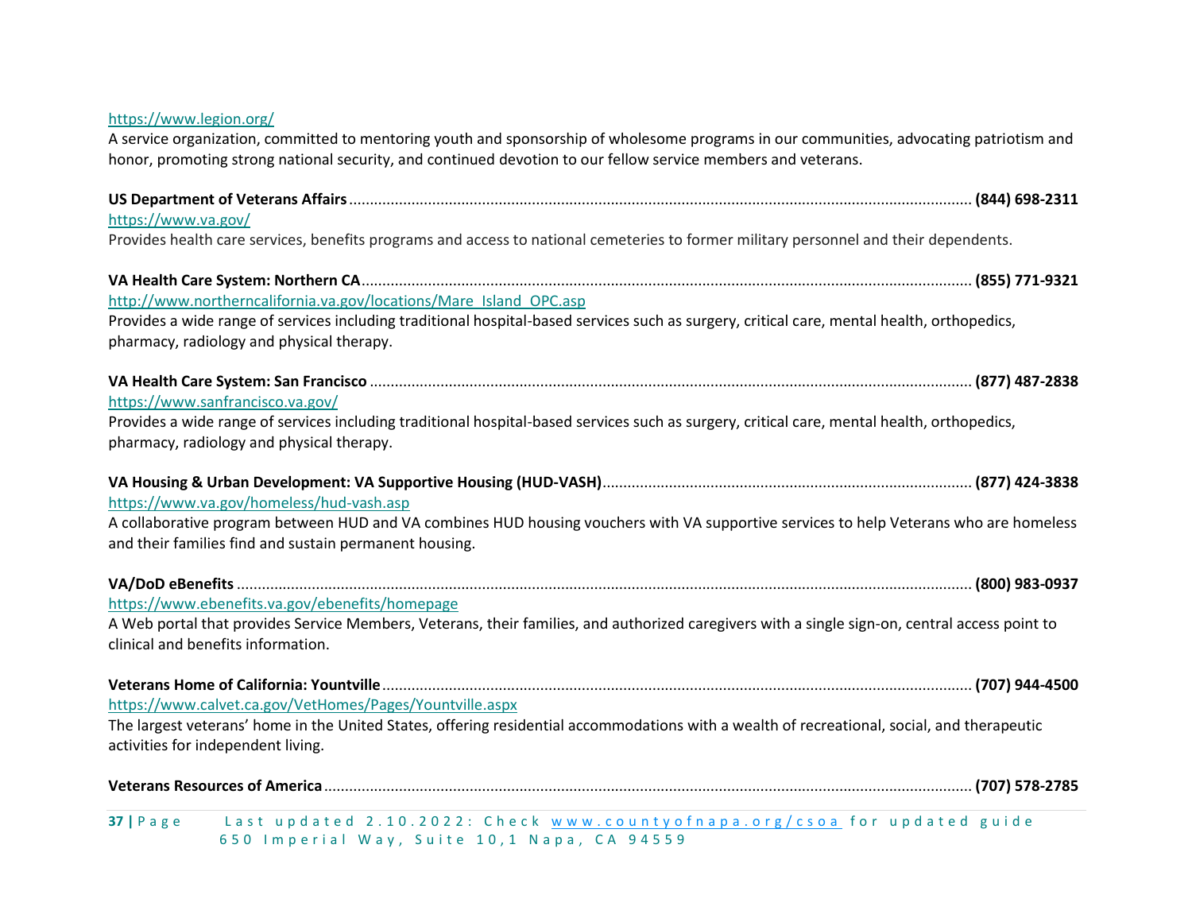https://www.legion.org/

A service organization, committed to mentoring youth and sponsorship of wholesome programs in our communities, advocating patriotism and honor, promoting strong national security, and continued devotion to our fellow service members and veterans.

**US Department of Veterans Affairs**.................................................. **(844) 698-2311**

https://www.va.gov/

Provides health care services, benefits programs and access to national cemeteries to former military personnel and their dependents.

**VA Health Care System: Northern CA**.................................................. **(855) 771-9321**

http://www.northerncalifornia.va.gov/locations/Mare_Island_OPC.asp

Provides a wide range of services including traditional hospital-based services such as surgery, critical care, mental health, orthopedics, pharmacy, radiology and physical therapy.

**VA Health Care System: San Francisco**.................................................. **(877) 487-2838**

https://www.sanfrancisco.va.gov/

Provides a wide range of services including traditional hospital-based services such as surgery, critical care, mental health, orthopedics, pharmacy, radiology and physical therapy.

**VA Housing & Urban Development: VA Supportive Housing (HUD-VASH)**.................................................. **(877) 424-3838**

https://www.va.gov/homeless/hud-vash.asp

A collaborative program between HUD and VA combines HUD housing vouchers with VA supportive services to help Veterans who are homeless and their families find and sustain permanent housing.

**VA/DoD eBenefits**.................................................. **(800) 983-0937**

https://www.ebenefits.va.gov/ebenefits/homepage

A Web portal that provides Service Members, Veterans, their families, and authorized caregivers with a single sign-on, central access point to clinical and benefits information.

**Veterans Home of California: Yountville**.................................................. **(707) 944-4500**

https://www.calvet.ca.gov/VetHomes/Pages/Yountville.aspx

The largest veterans' home in the United States, offering residential accommodations with a wealth of recreational, social, and therapeutic activities for independent living.

**Veterans Resources of America**.................................................. **(707) 578-2785**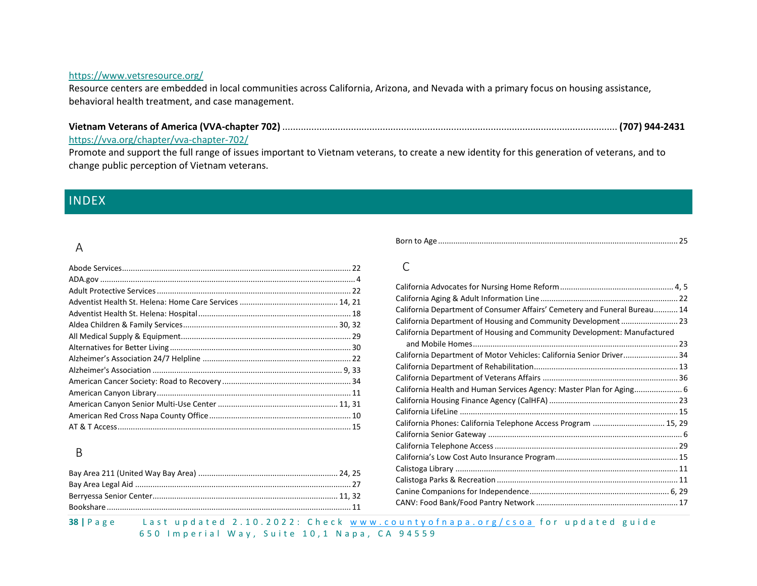https://www.vetsresource.org/

Resource centers are embedded in local communities across California, Arizona, and Nevada with a primary focus on housing assistance, behavioral health treatment, and case management.

**Vietnam Veterans of America (VVA-chapter 702)** ............................................................ **(707) 944-2431**

https://vva.org/chapter/vva-chapter-702/

Promote and support the full range of issues important to Vietnam veterans, to create a new identity for this generation of veterans, and to change public perception of Vietnam veterans.

## INDEX

### A

Abode Services ........................................ 22
ADA.gov ........................................ 4
Adult Protective Services ........................................ 22
Adventist Health St. Helena: Home Care Services ........................................ 14, 21
Adventist Health St. Helena: Hospital ........................................ 18
Aldea Children & Family Services ........................................ 30, 32
All Medical Supply & Equipment ........................................ 29
Alternatives for Better Living ........................................ 30
Alzheimer's Association 24/7 Helpline ........................................ 22
Alzheimer's Association ........................................ 9, 33
American Cancer Society: Road to Recovery ........................................ 34
American Canyon Library ........................................ 11
American Canyon Senior Multi-Use Center ........................................ 11, 31
American Red Cross Napa County Office ........................................ 10
AT & T Access ........................................ 15

### B

Bay Area 211 (United Way Bay Area) ........................................ 24, 25
Bay Area Legal Aid ........................................ 27
Berryessa Senior Center ........................................ 11, 32
Bookshare ........................................ 11
Born to Age ........................................ 25

### C

California Advocates for Nursing Home Reform ........................................ 4, 5
California Aging & Adult Information Line ........................................ 22
California Department of Consumer Affairs' Cemetery and Funeral Bureau ........................................ 14
California Department of Housing and Community Development ........................................ 23
California Department of Housing and Community Development: Manufactured and Mobile Homes ........................................ 23
California Department of Motor Vehicles: California Senior Driver ........................................ 34
California Department of Rehabilitation ........................................ 13
California Department of Veterans Affairs ........................................ 36
California Health and Human Services Agency: Master Plan for Aging ........................................ 6
California Housing Finance Agency (CalHFA) ........................................ 23
California LifeLine ........................................ 15
California Phones: California Telephone Access Program ........................................ 15, 29
California Senior Gateway ........................................ 6
California Telephone Access ........................................ 29
California's Low Cost Auto Insurance Program ........................................ 15
Calistoga Library ........................................ 11
Calistoga Parks & Recreation ........................................ 11
Canine Companions for Independence ........................................ 6, 29
CANV: Food Bank/Food Pantry Network ........................................ 17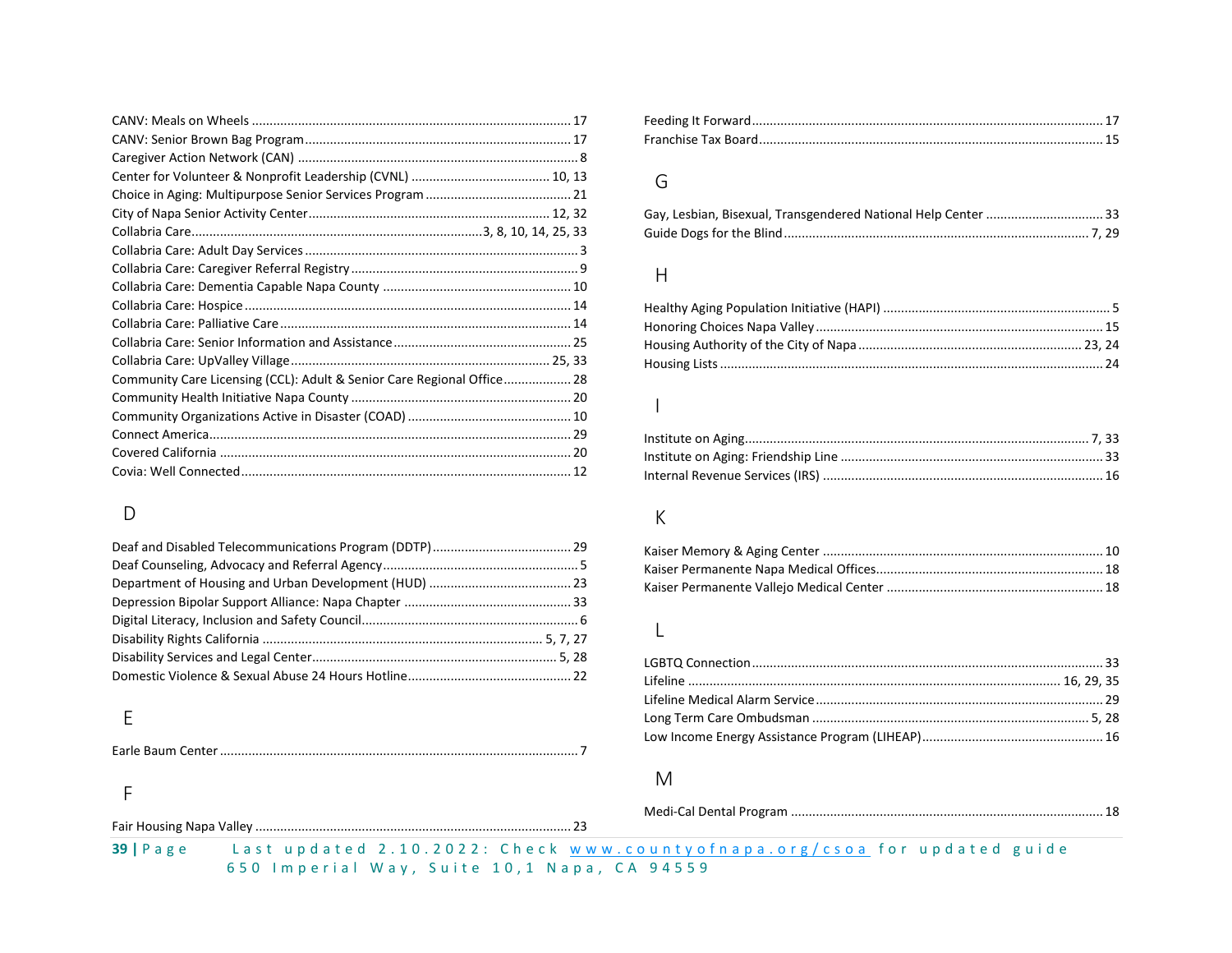CANV: Meals on Wheels ........................................................................................ 17
CANV: Senior Brown Bag Program ........................................................................ 17
Caregiver Action Network (CAN) ............................................................................ 8
Center for Volunteer & Nonprofit Leadership (CVNL) ...................................... 10, 13
Choice in Aging: Multipurpose Senior Services Program ........................................ 21
City of Napa Senior Activity Center .................................................................. 12, 32
Collabria Care ................................................................................ 3, 8, 10, 14, 25, 33
Collabria Care: Adult Day Services ........................................................................... 3
Collabria Care: Caregiver Referral Registry ............................................................... 9
Collabria Care: Dementia Capable Napa County .................................................... 10
Collabria Care: Hospice .......................................................................................... 14
Collabria Care: Palliative Care ................................................................................ 14
Collabria Care: Senior Information and Assistance ................................................. 25
Collabria Care: UpValley Village ....................................................................... 25, 33
Community Care Licensing (CCL): Adult & Senior Care Regional Office .................. 28
Community Health Initiative Napa County ............................................................. 20
Community Organizations Active in Disaster (COAD) ............................................. 10
Connect America ..................................................................................................... 29
Covered California .................................................................................................. 20
Covia: Well Connected ............................................................................................ 12

## D

Deaf and Disabled Telecommunications Program (DDTP) ....................................... 29
Deaf Counseling, Advocacy and Referral Agency ...................................................... 5
Department of Housing and Urban Development (HUD) ........................................ 23
Depression Bipolar Support Alliance: Napa Chapter ............................................... 33
Digital Literacy, Inclusion and Safety Council ............................................................ 6
Disability Rights California ............................................................................. 5, 7, 27
Disability Services and Legal Center ................................................................... 5, 28
Domestic Violence & Sexual Abuse 24 Hours Hotline ............................................. 22

## E

Earle Baum Center ..................................................................................................... 7

## F

Fair Housing Napa Valley ........................................................................................ 23
Feeding It Forward ................................................................................................... 17
Franchise Tax Board ................................................................................................. 15

## G

Gay, Lesbian, Bisexual, Transgendered National Help Center ................................ 33
Guide Dogs for the Blind ...................................................................................... 7, 29

## H

Healthy Aging Population Initiative (HAPI) ............................................................... 5
Honoring Choices Napa Valley ................................................................................ 15
Housing Authority of the City of Napa .............................................................. 23, 24
Housing Lists ........................................................................................................... 24

## I

Institute on Aging ................................................................................................ 7, 33
Institute on Aging: Friendship Line ......................................................................... 33
Internal Revenue Services (IRS) .............................................................................. 16

## K

Kaiser Memory & Aging Center .............................................................................. 10
Kaiser Permanente Napa Medical Offices ............................................................... 18
Kaiser Permanente Vallejo Medical Center ............................................................ 18

## L

LGBTQ Connection ................................................................................................. 33
Lifeline ....................................................................................................... 16, 29, 35
Lifeline Medical Alarm Service ................................................................................ 29
Long Term Care Ombudsman .............................................................................. 5, 28
Low Income Energy Assistance Program (LIHEAP) .................................................. 16

## M

Medi-Cal Dental Program ........................................................................................ 18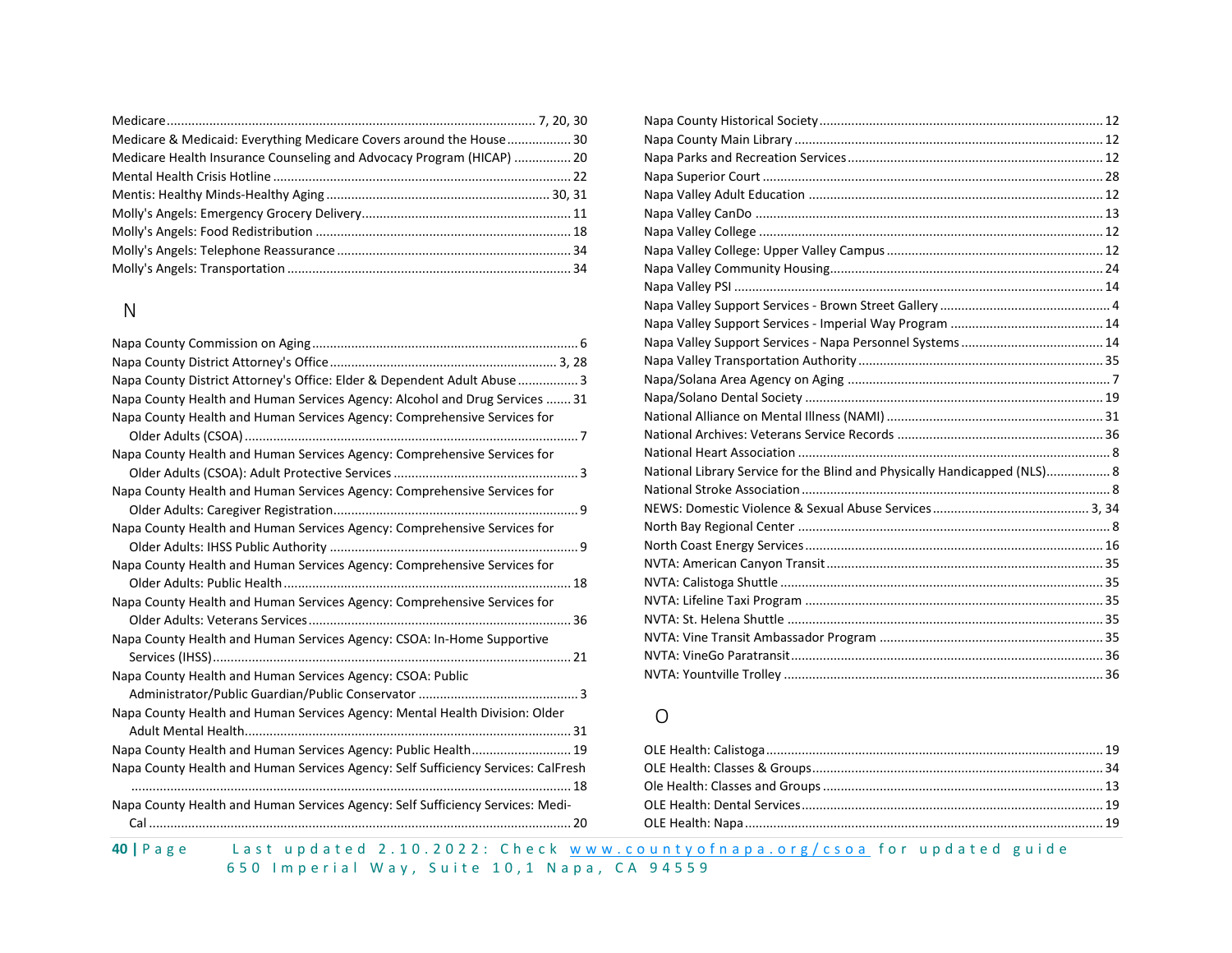Medicare ........ 7, 20, 30
Medicare & Medicaid: Everything Medicare Covers around the House ........ 30
Medicare Health Insurance Counseling and Advocacy Program (HICAP) ........ 20
Mental Health Crisis Hotline ........ 22
Mentis: Healthy Minds-Healthy Aging ........ 30, 31
Molly's Angels: Emergency Grocery Delivery ........ 11
Molly's Angels: Food Redistribution ........ 18
Molly's Angels: Telephone Reassurance ........ 34
Molly's Angels: Transportation ........ 34

## N

Napa County Commission on Aging ........ 6
Napa County District Attorney's Office ........ 3, 28
Napa County District Attorney's Office: Elder & Dependent Adult Abuse ........ 3
Napa County Health and Human Services Agency: Alcohol and Drug Services ........ 31
Napa County Health and Human Services Agency: Comprehensive Services for Older Adults (CSOA) ........ 7
Napa County Health and Human Services Agency: Comprehensive Services for Older Adults (CSOA): Adult Protective Services ........ 3
Napa County Health and Human Services Agency: Comprehensive Services for Older Adults: Caregiver Registration ........ 9
Napa County Health and Human Services Agency: Comprehensive Services for Older Adults: IHSS Public Authority ........ 9
Napa County Health and Human Services Agency: Comprehensive Services for Older Adults: Public Health ........ 18
Napa County Health and Human Services Agency: Comprehensive Services for Older Adults: Veterans Services ........ 36
Napa County Health and Human Services Agency: CSOA: In-Home Supportive Services (IHSS) ........ 21
Napa County Health and Human Services Agency: CSOA: Public Administrator/Public Guardian/Public Conservator ........ 3
Napa County Health and Human Services Agency: Mental Health Division: Older Adult Mental Health ........ 31
Napa County Health and Human Services Agency: Public Health ........ 19
Napa County Health and Human Services Agency: Self Sufficiency Services: CalFresh ........ 18
Napa County Health and Human Services Agency: Self Sufficiency Services: Medi-Cal ........ 20
Napa County Historical Society ........ 12
Napa County Main Library ........ 12
Napa Parks and Recreation Services ........ 12
Napa Superior Court ........ 28
Napa Valley Adult Education ........ 12
Napa Valley CanDo ........ 13
Napa Valley College ........ 12
Napa Valley College: Upper Valley Campus ........ 12
Napa Valley Community Housing ........ 24
Napa Valley PSI ........ 14
Napa Valley Support Services - Brown Street Gallery ........ 4
Napa Valley Support Services - Imperial Way Program ........ 14
Napa Valley Support Services - Napa Personnel Systems ........ 14
Napa Valley Transportation Authority ........ 35
Napa/Solana Area Agency on Aging ........ 7
Napa/Solano Dental Society ........ 19
National Alliance on Mental Illness (NAMI) ........ 31
National Archives: Veterans Service Records ........ 36
National Heart Association ........ 8
National Library Service for the Blind and Physically Handicapped (NLS) ........ 8
National Stroke Association ........ 8
NEWS: Domestic Violence & Sexual Abuse Services ........ 3, 34
North Bay Regional Center ........ 8
North Coast Energy Services ........ 16
NVTA: American Canyon Transit ........ 35
NVTA: Calistoga Shuttle ........ 35
NVTA: Lifeline Taxi Program ........ 35
NVTA: St. Helena Shuttle ........ 35
NVTA: Vine Transit Ambassador Program ........ 35
NVTA: VineGo Paratransit ........ 36
NVTA: Yountville Trolley ........ 36

## O

OLE Health: Calistoga ........ 19
OLE Health: Classes & Groups ........ 34
Ole Health: Classes and Groups ........ 13
OLE Health: Dental Services ........ 19
OLE Health: Napa ........ 19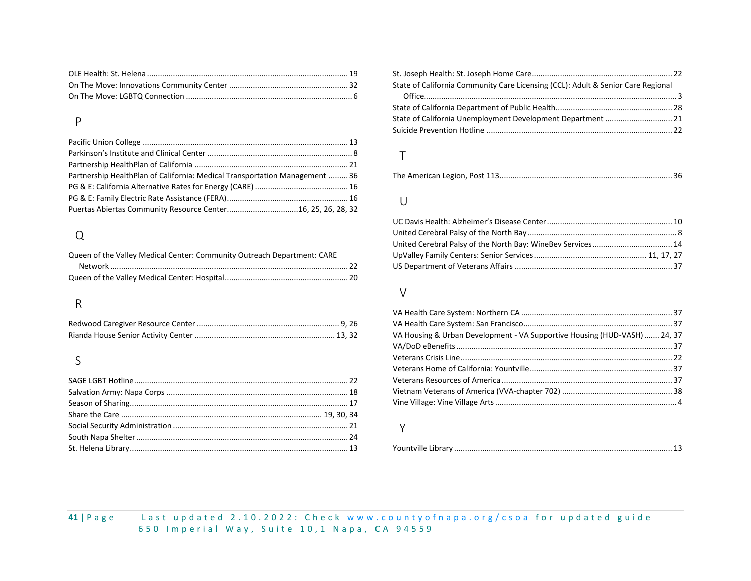OLE Health: St. Helena ..... 19
On The Move: Innovations Community Center ..... 32
On The Move: LGBTQ Connection ..... 6

## P

Pacific Union College ..... 13
Parkinson's Institute and Clinical Center ..... 8
Partnership HealthPlan of California ..... 21
Partnership HealthPlan of California: Medical Transportation Management ..... 36
PG & E: California Alternative Rates for Energy (CARE) ..... 16
PG & E: Family Electric Rate Assistance (FERA) ..... 16
Puertas Abiertas Community Resource Center ..... 16, 25, 26, 28, 32

## Q

Queen of the Valley Medical Center: Community Outreach Department: CARE Network ..... 22
Queen of the Valley Medical Center: Hospital ..... 20

## R

Redwood Caregiver Resource Center ..... 9, 26
Rianda House Senior Activity Center ..... 13, 32

## S

SAGE LGBT Hotline ..... 22
Salvation Army: Napa Corps ..... 18
Season of Sharing ..... 17
Share the Care ..... 19, 30, 34
Social Security Administration ..... 21
South Napa Shelter ..... 24
St. Helena Library ..... 13
St. Joseph Health: St. Joseph Home Care ..... 22
State of California Community Care Licensing (CCL): Adult & Senior Care Regional Office ..... 3
State of California Department of Public Health ..... 28
State of California Unemployment Development Department ..... 21
Suicide Prevention Hotline ..... 22

## T

The American Legion, Post 113 ..... 36

## U

UC Davis Health: Alzheimer's Disease Center ..... 10
United Cerebral Palsy of the North Bay ..... 8
United Cerebral Palsy of the North Bay: WineBev Services ..... 14
UpValley Family Centers: Senior Services ..... 11, 17, 27
US Department of Veterans Affairs ..... 37

## V

VA Health Care System: Northern CA ..... 37
VA Health Care System: San Francisco ..... 37
VA Housing & Urban Development - VA Supportive Housing (HUD-VASH) ..... 24, 37
VA/DoD eBenefits ..... 37
Veterans Crisis Line ..... 22
Veterans Home of California: Yountville ..... 37
Veterans Resources of America ..... 37
Vietnam Veterans of America (VVA-chapter 702) ..... 38
Vine Village: Vine Village Arts ..... 4

## Y

Yountville Library ..... 13